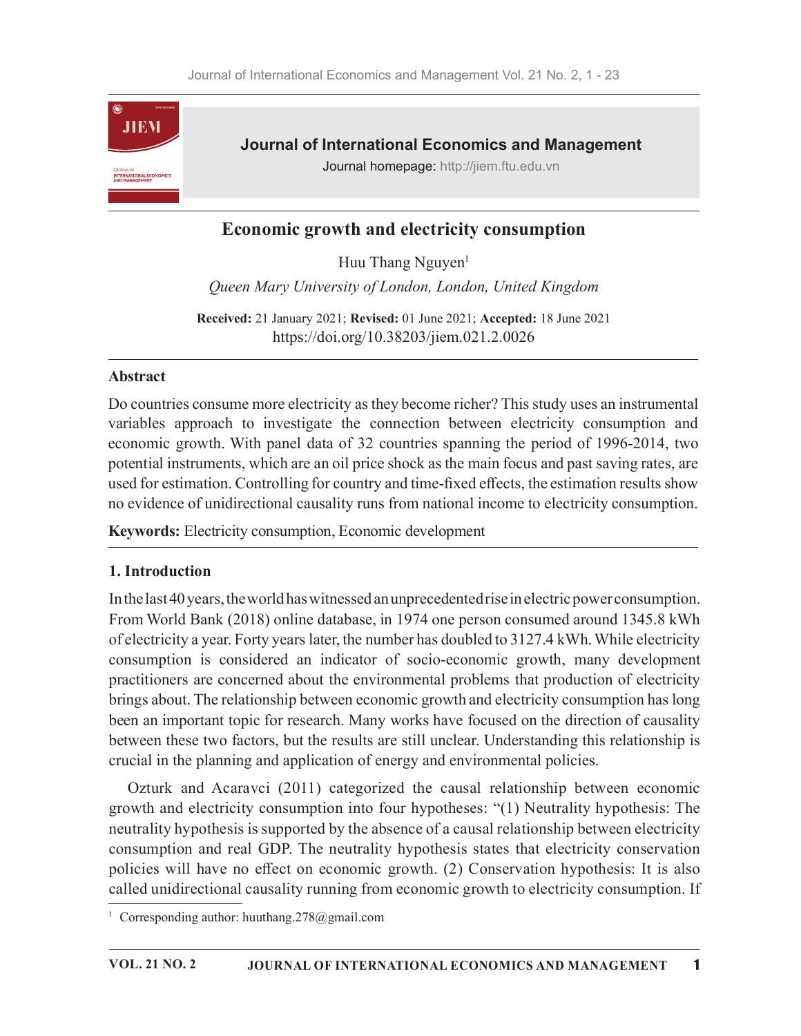Journal of International Economics and Management

Journal homepage: http://jiem.ftu.edu.vn

# Economic growth and electricity consumption

Huu Thang Nguyen[1]

*Queen Mary University of London, London, United Kingdom*

**Received:** 21 January 2021; **Revised:** 01 June 2021; **Accepted:** 18 June 2021

https://doi.org/10.38203/jiem.021.2.0026

## Abstract

Do countries consume more electricity as they become richer? This study uses an instrumental variables approach to investigate the connection between electricity consumption and economic growth. With panel data of 32 countries spanning the period of 1996-2014, two potential instruments, which are an oil price shock as the main focus and past saving rates, are used for estimation. Controlling for country and time-fixed effects, the estimation results show no evidence of unidirectional causality runs from national income to electricity consumption.

**Keywords:** Electricity consumption, Economic development

## 1. Introduction

In the last 40 years, the world has witnessed an unprecedented rise in electric power consumption. From World Bank (2018) online database, in 1974 one person consumed around 1345.8 kWh of electricity a year. Forty years later, the number has doubled to 3127.4 kWh. While electricity consumption is considered an indicator of socio-economic growth, many development practitioners are concerned about the environmental problems that production of electricity brings about. The relationship between economic growth and electricity consumption has long been an important topic for research. Many works have focused on the direction of causality between these two factors, but the results are still unclear. Understanding this relationship is crucial in the planning and application of energy and environmental policies.

Ozturk and Acaravci (2011) categorized the causal relationship between economic growth and electricity consumption into four hypotheses: "(1) Neutrality hypothesis: The neutrality hypothesis is supported by the absence of a causal relationship between electricity consumption and real GDP. The neutrality hypothesis states that electricity conservation policies will have no effect on economic growth. (2) Conservation hypothesis: It is also called unidirectional causality running from economic growth to electricity consumption. If

[1] Corresponding author: huuthang.278@gmail.com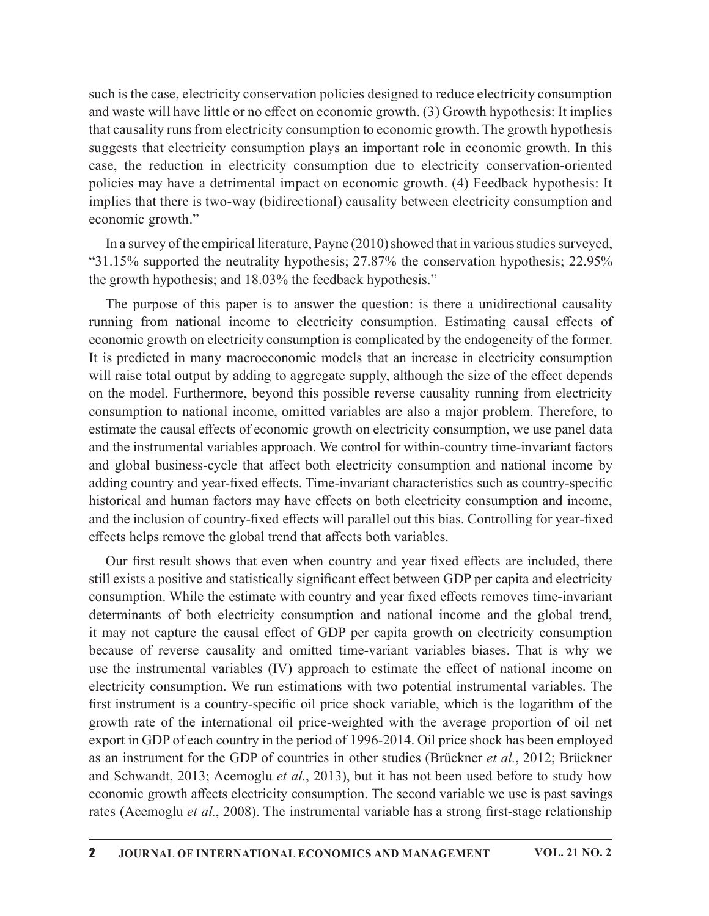such is the case, electricity conservation policies designed to reduce electricity consumption and waste will have little or no effect on economic growth. (3) Growth hypothesis: It implies that causality runs from electricity consumption to economic growth. The growth hypothesis suggests that electricity consumption plays an important role in economic growth. In this case, the reduction in electricity consumption due to electricity conservation-oriented policies may have a detrimental impact on economic growth. (4) Feedback hypothesis: It implies that there is two-way (bidirectional) causality between electricity consumption and economic growth."

In a survey of the empirical literature, Payne (2010) showed that in various studies surveyed, "31.15% supported the neutrality hypothesis; 27.87% the conservation hypothesis; 22.95% the growth hypothesis; and 18.03% the feedback hypothesis."

The purpose of this paper is to answer the question: is there a unidirectional causality running from national income to electricity consumption. Estimating causal effects of economic growth on electricity consumption is complicated by the endogeneity of the former. It is predicted in many macroeconomic models that an increase in electricity consumption will raise total output by adding to aggregate supply, although the size of the effect depends on the model. Furthermore, beyond this possible reverse causality running from electricity consumption to national income, omitted variables are also a major problem. Therefore, to estimate the causal effects of economic growth on electricity consumption, we use panel data and the instrumental variables approach. We control for within-country time-invariant factors and global business-cycle that affect both electricity consumption and national income by adding country and year-fixed effects. Time-invariant characteristics such as country-specific historical and human factors may have effects on both electricity consumption and income, and the inclusion of country-fixed effects will parallel out this bias. Controlling for year-fixed effects helps remove the global trend that affects both variables.

Our first result shows that even when country and year fixed effects are included, there still exists a positive and statistically significant effect between GDP per capita and electricity consumption. While the estimate with country and year fixed effects removes time-invariant determinants of both electricity consumption and national income and the global trend, it may not capture the causal effect of GDP per capita growth on electricity consumption because of reverse causality and omitted time-variant variables biases. That is why we use the instrumental variables (IV) approach to estimate the effect of national income on electricity consumption. We run estimations with two potential instrumental variables. The first instrument is a country-specific oil price shock variable, which is the logarithm of the growth rate of the international oil price-weighted with the average proportion of oil net export in GDP of each country in the period of 1996-2014. Oil price shock has been employed as an instrument for the GDP of countries in other studies (Brückner *et al.*, 2012; Brückner and Schwandt, 2013; Acemoglu *et al.*, 2013), but it has not been used before to study how economic growth affects electricity consumption. The second variable we use is past savings rates (Acemoglu *et al.*, 2008). The instrumental variable has a strong first-stage relationship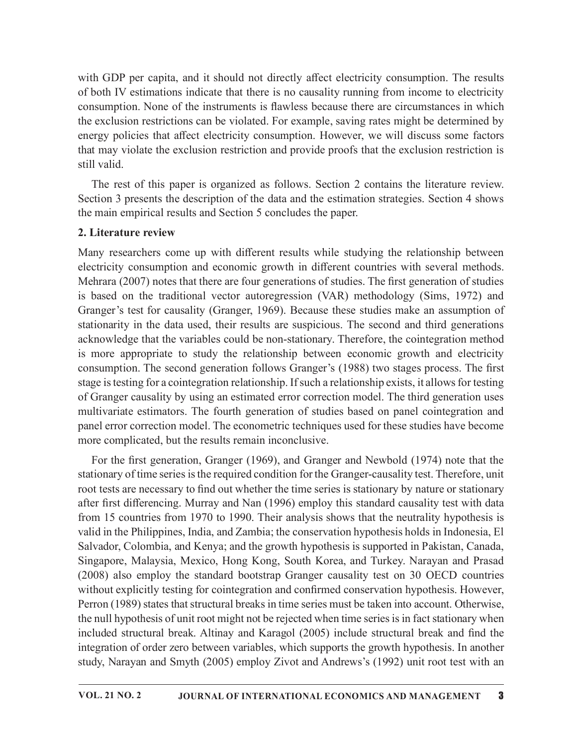with GDP per capita, and it should not directly affect electricity consumption. The results of both IV estimations indicate that there is no causality running from income to electricity consumption. None of the instruments is flawless because there are circumstances in which the exclusion restrictions can be violated. For example, saving rates might be determined by energy policies that affect electricity consumption. However, we will discuss some factors that may violate the exclusion restriction and provide proofs that the exclusion restriction is still valid.

The rest of this paper is organized as follows. Section 2 contains the literature review. Section 3 presents the description of the data and the estimation strategies. Section 4 shows the main empirical results and Section 5 concludes the paper.

## 2. Literature review

Many researchers come up with different results while studying the relationship between electricity consumption and economic growth in different countries with several methods. Mehrara (2007) notes that there are four generations of studies. The first generation of studies is based on the traditional vector autoregression (VAR) methodology (Sims, 1972) and Granger's test for causality (Granger, 1969). Because these studies make an assumption of stationarity in the data used, their results are suspicious. The second and third generations acknowledge that the variables could be non-stationary. Therefore, the cointegration method is more appropriate to study the relationship between economic growth and electricity consumption. The second generation follows Granger's (1988) two stages process. The first stage is testing for a cointegration relationship. If such a relationship exists, it allows for testing of Granger causality by using an estimated error correction model. The third generation uses multivariate estimators. The fourth generation of studies based on panel cointegration and panel error correction model. The econometric techniques used for these studies have become more complicated, but the results remain inconclusive.

For the first generation, Granger (1969), and Granger and Newbold (1974) note that the stationary of time series is the required condition for the Granger-causality test. Therefore, unit root tests are necessary to find out whether the time series is stationary by nature or stationary after first differencing. Murray and Nan (1996) employ this standard causality test with data from 15 countries from 1970 to 1990. Their analysis shows that the neutrality hypothesis is valid in the Philippines, India, and Zambia; the conservation hypothesis holds in Indonesia, El Salvador, Colombia, and Kenya; and the growth hypothesis is supported in Pakistan, Canada, Singapore, Malaysia, Mexico, Hong Kong, South Korea, and Turkey. Narayan and Prasad (2008) also employ the standard bootstrap Granger causality test on 30 OECD countries without explicitly testing for cointegration and confirmed conservation hypothesis. However, Perron (1989) states that structural breaks in time series must be taken into account. Otherwise, the null hypothesis of unit root might not be rejected when time series is in fact stationary when included structural break. Altinay and Karagol (2005) include structural break and find the integration of order zero between variables, which supports the growth hypothesis. In another study, Narayan and Smyth (2005) employ Zivot and Andrews's (1992) unit root test with an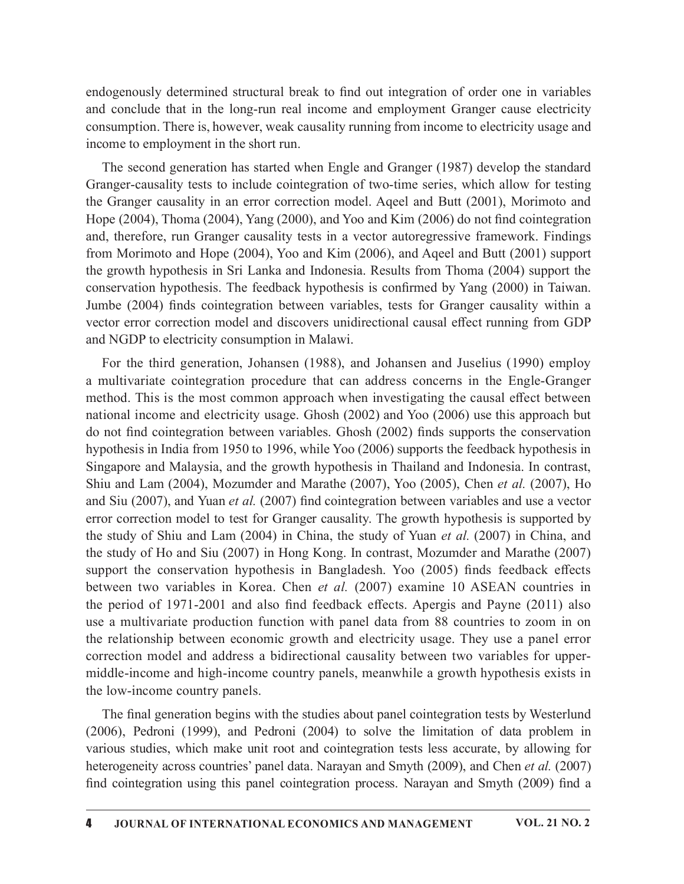endogenously determined structural break to find out integration of order one in variables and conclude that in the long-run real income and employment Granger cause electricity consumption. There is, however, weak causality running from income to electricity usage and income to employment in the short run.

The second generation has started when Engle and Granger (1987) develop the standard Granger-causality tests to include cointegration of two-time series, which allow for testing the Granger causality in an error correction model. Aqeel and Butt (2001), Morimoto and Hope (2004), Thoma (2004), Yang (2000), and Yoo and Kim (2006) do not find cointegration and, therefore, run Granger causality tests in a vector autoregressive framework. Findings from Morimoto and Hope (2004), Yoo and Kim (2006), and Aqeel and Butt (2001) support the growth hypothesis in Sri Lanka and Indonesia. Results from Thoma (2004) support the conservation hypothesis. The feedback hypothesis is confirmed by Yang (2000) in Taiwan. Jumbe (2004) finds cointegration between variables, tests for Granger causality within a vector error correction model and discovers unidirectional causal effect running from GDP and NGDP to electricity consumption in Malawi.

For the third generation, Johansen (1988), and Johansen and Juselius (1990) employ a multivariate cointegration procedure that can address concerns in the Engle-Granger method. This is the most common approach when investigating the causal effect between national income and electricity usage. Ghosh (2002) and Yoo (2006) use this approach but do not find cointegration between variables. Ghosh (2002) finds supports the conservation hypothesis in India from 1950 to 1996, while Yoo (2006) supports the feedback hypothesis in Singapore and Malaysia, and the growth hypothesis in Thailand and Indonesia. In contrast, Shiu and Lam (2004), Mozumder and Marathe (2007), Yoo (2005), Chen *et al.* (2007), Ho and Siu (2007), and Yuan *et al.* (2007) find cointegration between variables and use a vector error correction model to test for Granger causality. The growth hypothesis is supported by the study of Shiu and Lam (2004) in China, the study of Yuan *et al.* (2007) in China, and the study of Ho and Siu (2007) in Hong Kong. In contrast, Mozumder and Marathe (2007) support the conservation hypothesis in Bangladesh. Yoo (2005) finds feedback effects between two variables in Korea. Chen *et al.* (2007) examine 10 ASEAN countries in the period of 1971-2001 and also find feedback effects. Apergis and Payne (2011) also use a multivariate production function with panel data from 88 countries to zoom in on the relationship between economic growth and electricity usage. They use a panel error correction model and address a bidirectional causality between two variables for upper-middle-income and high-income country panels, meanwhile a growth hypothesis exists in the low-income country panels.

The final generation begins with the studies about panel cointegration tests by Westerlund (2006), Pedroni (1999), and Pedroni (2004) to solve the limitation of data problem in various studies, which make unit root and cointegration tests less accurate, by allowing for heterogeneity across countries' panel data. Narayan and Smyth (2009), and Chen *et al.* (2007) find cointegration using this panel cointegration process. Narayan and Smyth (2009) find a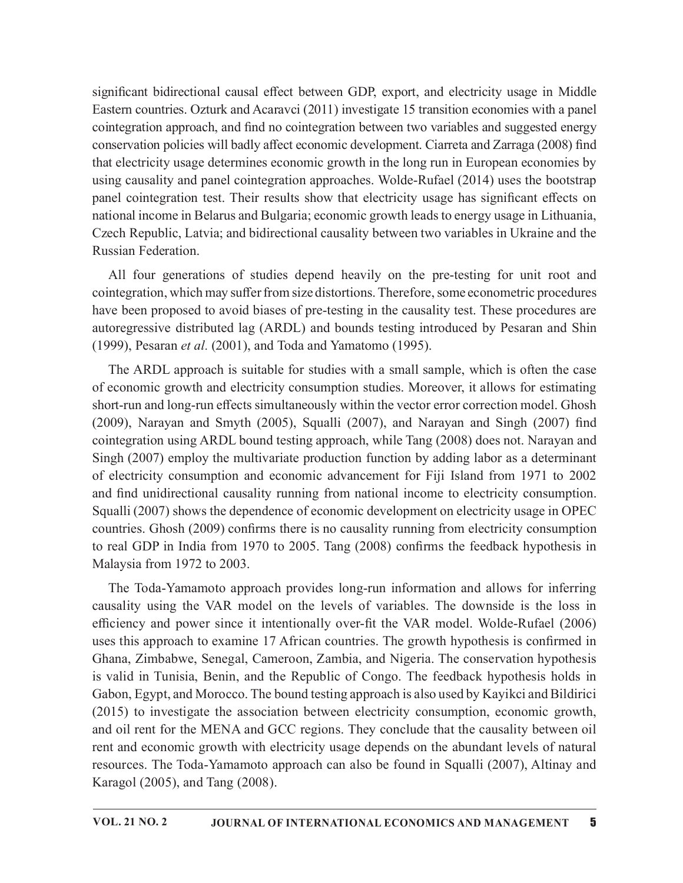significant bidirectional causal effect between GDP, export, and electricity usage in Middle Eastern countries. Ozturk and Acaravci (2011) investigate 15 transition economies with a panel cointegration approach, and find no cointegration between two variables and suggested energy conservation policies will badly affect economic development. Ciarreta and Zarraga (2008) find that electricity usage determines economic growth in the long run in European economies by using causality and panel cointegration approaches. Wolde-Rufael (2014) uses the bootstrap panel cointegration test. Their results show that electricity usage has significant effects on national income in Belarus and Bulgaria; economic growth leads to energy usage in Lithuania, Czech Republic, Latvia; and bidirectional causality between two variables in Ukraine and the Russian Federation.

All four generations of studies depend heavily on the pre-testing for unit root and cointegration, which may suffer from size distortions. Therefore, some econometric procedures have been proposed to avoid biases of pre-testing in the causality test. These procedures are autoregressive distributed lag (ARDL) and bounds testing introduced by Pesaran and Shin (1999), Pesaran *et al*. (2001), and Toda and Yamatomo (1995).

The ARDL approach is suitable for studies with a small sample, which is often the case of economic growth and electricity consumption studies. Moreover, it allows for estimating short-run and long-run effects simultaneously within the vector error correction model. Ghosh (2009), Narayan and Smyth (2005), Squalli (2007), and Narayan and Singh (2007) find cointegration using ARDL bound testing approach, while Tang (2008) does not. Narayan and Singh (2007) employ the multivariate production function by adding labor as a determinant of electricity consumption and economic advancement for Fiji Island from 1971 to 2002 and find unidirectional causality running from national income to electricity consumption. Squalli (2007) shows the dependence of economic development on electricity usage in OPEC countries. Ghosh (2009) confirms there is no causality running from electricity consumption to real GDP in India from 1970 to 2005. Tang (2008) confirms the feedback hypothesis in Malaysia from 1972 to 2003.

The Toda-Yamamoto approach provides long-run information and allows for inferring causality using the VAR model on the levels of variables. The downside is the loss in efficiency and power since it intentionally over-fit the VAR model. Wolde-Rufael (2006) uses this approach to examine 17 African countries. The growth hypothesis is confirmed in Ghana, Zimbabwe, Senegal, Cameroon, Zambia, and Nigeria. The conservation hypothesis is valid in Tunisia, Benin, and the Republic of Congo. The feedback hypothesis holds in Gabon, Egypt, and Morocco. The bound testing approach is also used by Kayikci and Bildirici (2015) to investigate the association between electricity consumption, economic growth, and oil rent for the MENA and GCC regions. They conclude that the causality between oil rent and economic growth with electricity usage depends on the abundant levels of natural resources. The Toda-Yamamoto approach can also be found in Squalli (2007), Altinay and Karagol (2005), and Tang (2008).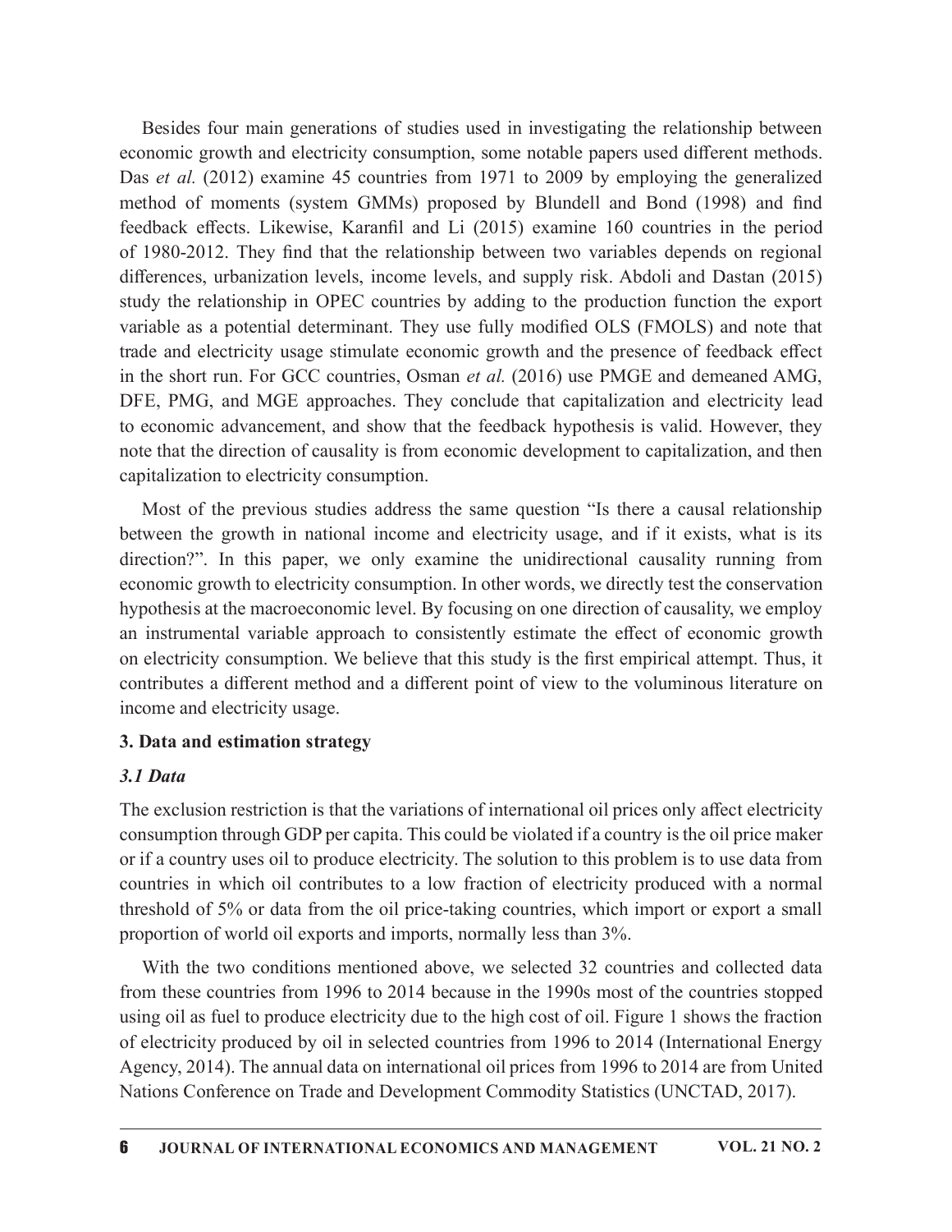Besides four main generations of studies used in investigating the relationship between economic growth and electricity consumption, some notable papers used different methods. Das *et al.* (2012) examine 45 countries from 1971 to 2009 by employing the generalized method of moments (system GMMs) proposed by Blundell and Bond (1998) and find feedback effects. Likewise, Karanfil and Li (2015) examine 160 countries in the period of 1980-2012. They find that the relationship between two variables depends on regional differences, urbanization levels, income levels, and supply risk. Abdoli and Dastan (2015) study the relationship in OPEC countries by adding to the production function the export variable as a potential determinant. They use fully modified OLS (FMOLS) and note that trade and electricity usage stimulate economic growth and the presence of feedback effect in the short run. For GCC countries, Osman *et al.* (2016) use PMGE and demeaned AMG, DFE, PMG, and MGE approaches. They conclude that capitalization and electricity lead to economic advancement, and show that the feedback hypothesis is valid. However, they note that the direction of causality is from economic development to capitalization, and then capitalization to electricity consumption.

Most of the previous studies address the same question "Is there a causal relationship between the growth in national income and electricity usage, and if it exists, what is its direction?". In this paper, we only examine the unidirectional causality running from economic growth to electricity consumption. In other words, we directly test the conservation hypothesis at the macroeconomic level. By focusing on one direction of causality, we employ an instrumental variable approach to consistently estimate the effect of economic growth on electricity consumption. We believe that this study is the first empirical attempt. Thus, it contributes a different method and a different point of view to the voluminous literature on income and electricity usage.

## 3. Data and estimation strategy

### *3.1 Data*

The exclusion restriction is that the variations of international oil prices only affect electricity consumption through GDP per capita. This could be violated if a country is the oil price maker or if a country uses oil to produce electricity. The solution to this problem is to use data from countries in which oil contributes to a low fraction of electricity produced with a normal threshold of 5% or data from the oil price-taking countries, which import or export a small proportion of world oil exports and imports, normally less than 3%.

With the two conditions mentioned above, we selected 32 countries and collected data from these countries from 1996 to 2014 because in the 1990s most of the countries stopped using oil as fuel to produce electricity due to the high cost of oil. Figure 1 shows the fraction of electricity produced by oil in selected countries from 1996 to 2014 (International Energy Agency, 2014). The annual data on international oil prices from 1996 to 2014 are from United Nations Conference on Trade and Development Commodity Statistics (UNCTAD, 2017).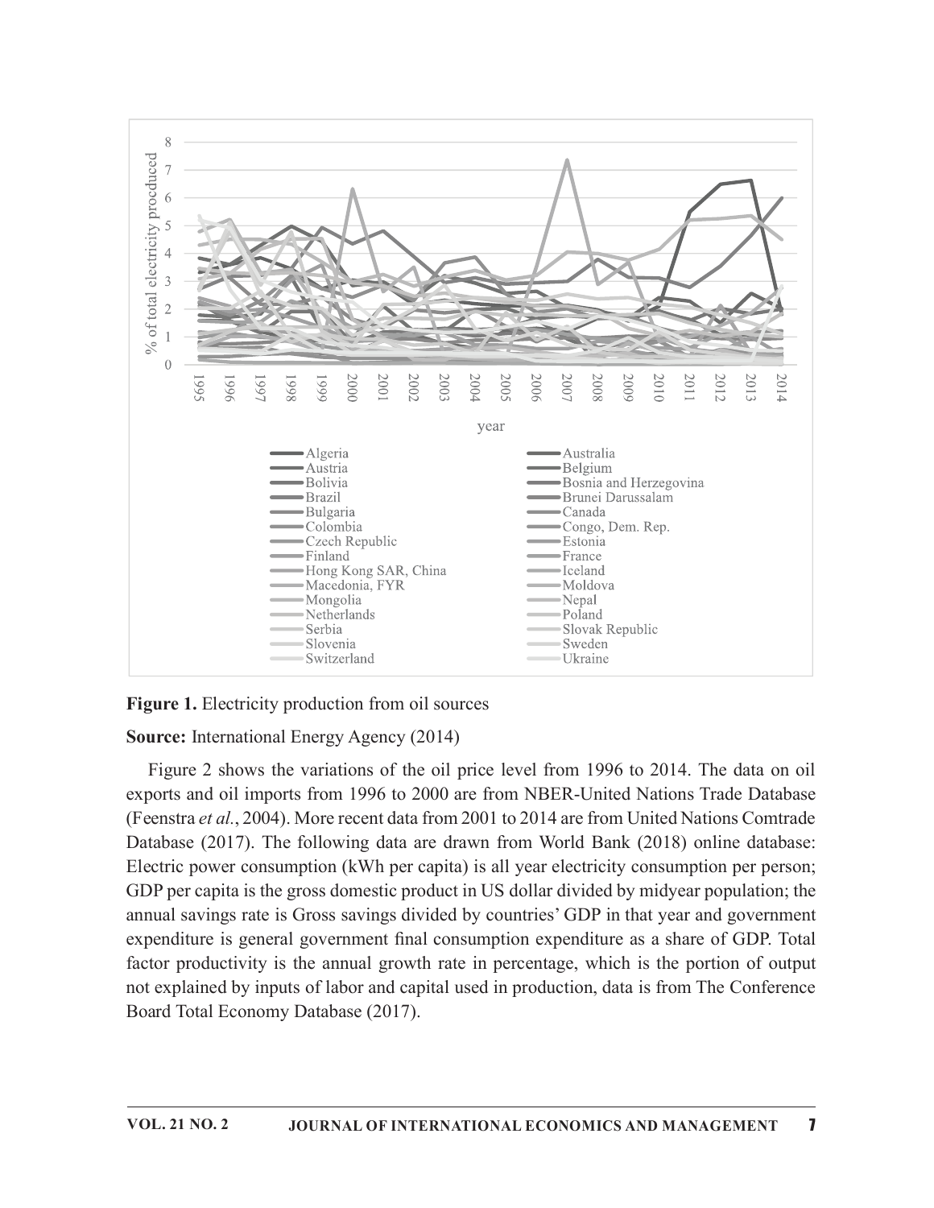**Figure 1.** Electricity production from oil sources

**Source:** International Energy Agency (2014)

Figure 2 shows the variations of the oil price level from 1996 to 2014. The data on oil exports and oil imports from 1996 to 2000 are from NBER-United Nations Trade Database (Feenstra *et al.*, 2004). More recent data from 2001 to 2014 are from United Nations Comtrade Database (2017). The following data are drawn from World Bank (2018) online database: Electric power consumption (kWh per capita) is all year electricity consumption per person; GDP per capita is the gross domestic product in US dollar divided by midyear population; the annual savings rate is Gross savings divided by countries' GDP in that year and government expenditure is general government final consumption expenditure as a share of GDP. Total factor productivity is the annual growth rate in percentage, which is the portion of output not explained by inputs of labor and capital used in production, data is from The Conference Board Total Economy Database (2017).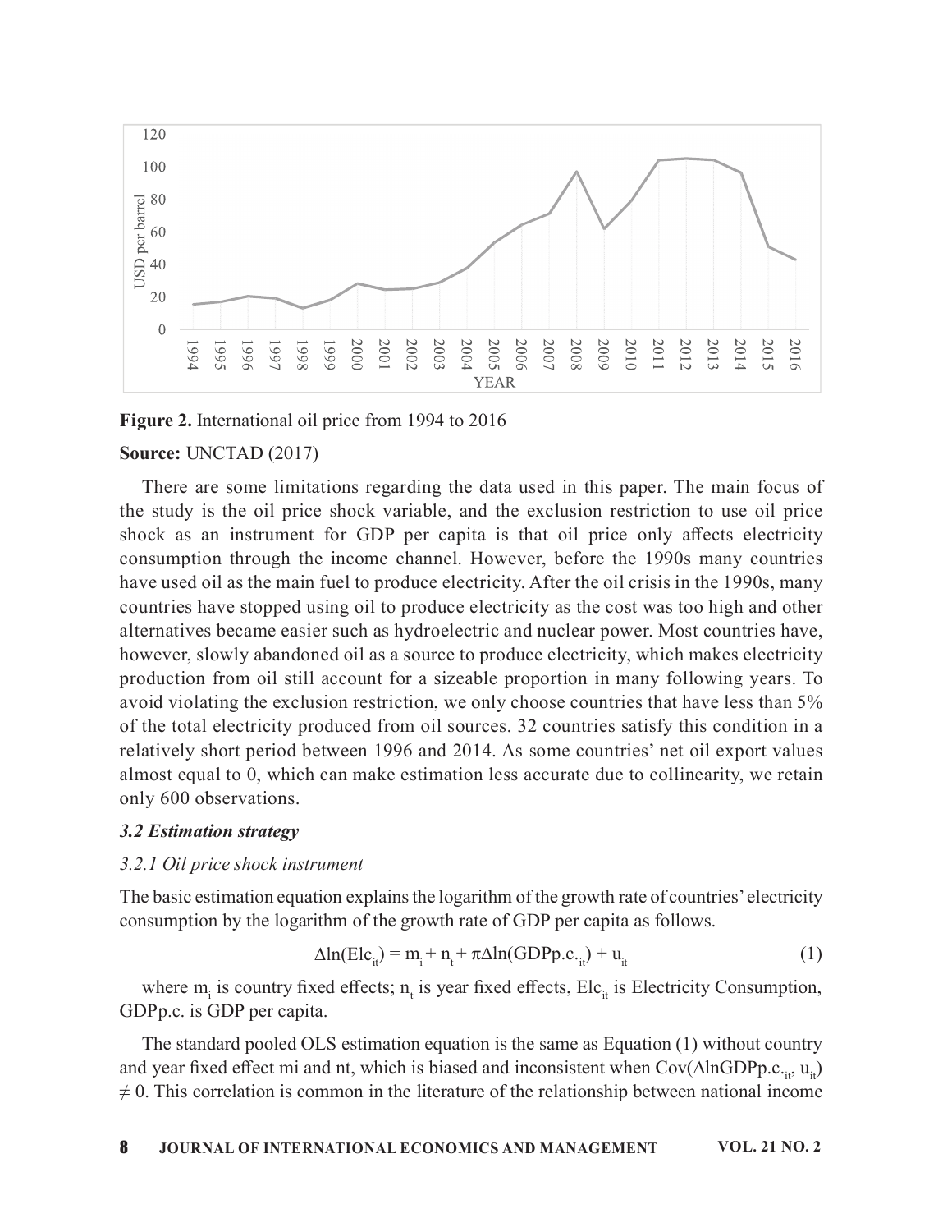**Figure 2.** International oil price from 1994 to 2016

**Source:** UNCTAD (2017)

There are some limitations regarding the data used in this paper. The main focus of the study is the oil price shock variable, and the exclusion restriction to use oil price shock as an instrument for GDP per capita is that oil price only affects electricity consumption through the income channel. However, before the 1990s many countries have used oil as the main fuel to produce electricity. After the oil crisis in the 1990s, many countries have stopped using oil to produce electricity as the cost was too high and other alternatives became easier such as hydroelectric and nuclear power. Most countries have, however, slowly abandoned oil as a source to produce electricity, which makes electricity production from oil still account for a sizeable proportion in many following years. To avoid violating the exclusion restriction, we only choose countries that have less than 5% of the total electricity produced from oil sources. 32 countries satisfy this condition in a relatively short period between 1996 and 2014. As some countries' net oil export values almost equal to 0, which can make estimation less accurate due to collinearity, we retain only 600 observations.

### *3.2 Estimation strategy*

#### *3.2.1 Oil price shock instrument*

The basic estimation equation explains the logarithm of the growth rate of countries' electricity consumption by the logarithm of the growth rate of GDP per capita as follows.

$$\Delta \ln(Elc_{it}) = m_i + n_t + \pi \Delta \ln(GDPp.c._{it}) + u_{it} \tag{1}$$

where $m_i$ is country fixed effects; $n_t$ is year fixed effects, $Elc_{it}$ is Electricity Consumption, GDPp.c. is GDP per capita.

The standard pooled OLS estimation equation is the same as Equation (1) without country and year fixed effect mi and nt, which is biased and inconsistent when $Cov(\Delta \ln GDPp.c._{it}, u_{it}) \neq 0$. This correlation is common in the literature of the relationship between national income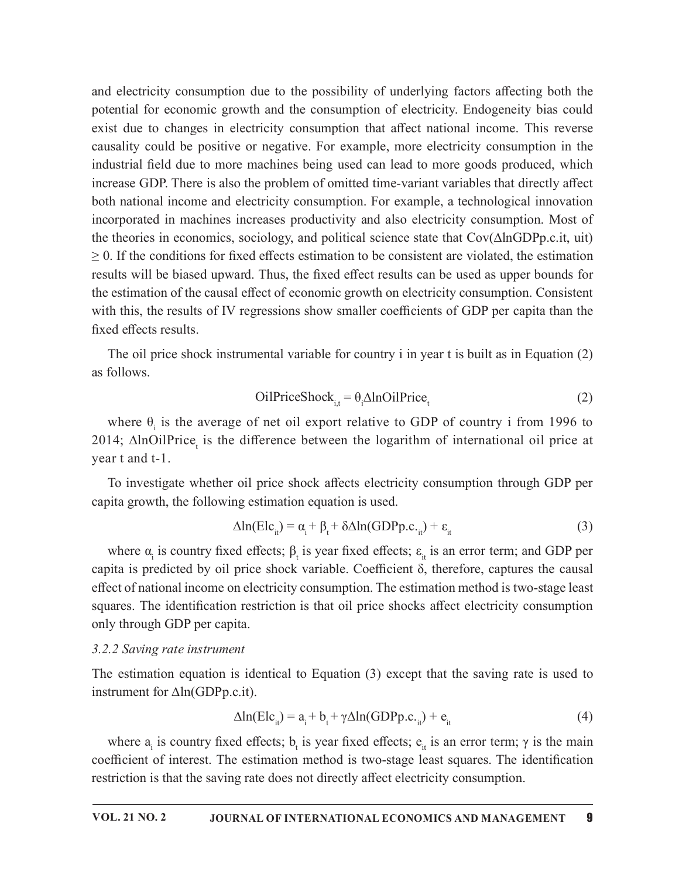and electricity consumption due to the possibility of underlying factors affecting both the potential for economic growth and the consumption of electricity. Endogeneity bias could exist due to changes in electricity consumption that affect national income. This reverse causality could be positive or negative. For example, more electricity consumption in the industrial field due to more machines being used can lead to more goods produced, which increase GDP. There is also the problem of omitted time-variant variables that directly affect both national income and electricity consumption. For example, a technological innovation incorporated in machines increases productivity and also electricity consumption. Most of the theories in economics, sociology, and political science state that $Cov(\Delta lnGDPp.c._{it}, u_{it}) \geq 0$. If the conditions for fixed effects estimation to be consistent are violated, the estimation results will be biased upward. Thus, the fixed effect results can be used as upper bounds for the estimation of the causal effect of economic growth on electricity consumption. Consistent with this, the results of IV regressions show smaller coefficients of GDP per capita than the fixed effects results.

The oil price shock instrumental variable for country i in year t is built as in Equation (2) as follows.

$$OilPriceShock_{i,t} = \theta_i \Delta lnOilPrice_t \tag{2}$$

where $\theta_i$ is the average of net oil export relative to GDP of country i from 1996 to 2014; $\Delta lnOilPrice_t$ is the difference between the logarithm of international oil price at year t and t-1.

To investigate whether oil price shock affects electricity consumption through GDP per capita growth, the following estimation equation is used.

$$\Delta ln(Elc_{it}) = \alpha_i + \beta_t + \delta \Delta ln(GDPp.c._{it}) + \varepsilon_{it} \tag{3}$$

where $\alpha_i$ is country fixed effects; $\beta_t$ is year fixed effects; $\varepsilon_{it}$ is an error term; and GDP per capita is predicted by oil price shock variable. Coefficient $\delta$, therefore, captures the causal effect of national income on electricity consumption. The estimation method is two-stage least squares. The identification restriction is that oil price shocks affect electricity consumption only through GDP per capita.

*3.2.2 Saving rate instrument*

The estimation equation is identical to Equation (3) except that the saving rate is used to instrument for $\Delta ln(GDPp.c._{it})$.

$$\Delta ln(Elc_{it}) = a_i + b_t + \gamma \Delta ln(GDPp.c._{it}) + e_{it} \tag{4}$$

where $a_i$ is country fixed effects; $b_t$ is year fixed effects; $e_{it}$ is an error term; $\gamma$ is the main coefficient of interest. The estimation method is two-stage least squares. The identification restriction is that the saving rate does not directly affect electricity consumption.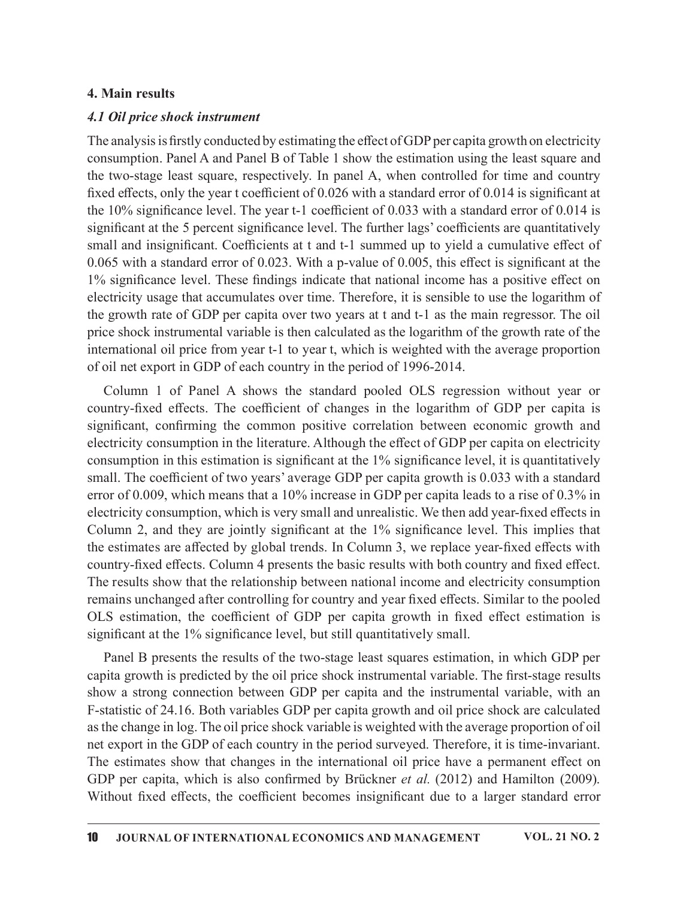## 4. Main results

### *4.1 Oil price shock instrument*

The analysis is firstly conducted by estimating the effect of GDP per capita growth on electricity consumption. Panel A and Panel B of Table 1 show the estimation using the least square and the two-stage least square, respectively. In panel A, when controlled for time and country fixed effects, only the year t coefficient of 0.026 with a standard error of 0.014 is significant at the 10% significance level. The year t-1 coefficient of 0.033 with a standard error of 0.014 is significant at the 5 percent significance level. The further lags' coefficients are quantitatively small and insignificant. Coefficients at t and t-1 summed up to yield a cumulative effect of 0.065 with a standard error of 0.023. With a p-value of 0.005, this effect is significant at the 1% significance level. These findings indicate that national income has a positive effect on electricity usage that accumulates over time. Therefore, it is sensible to use the logarithm of the growth rate of GDP per capita over two years at t and t-1 as the main regressor. The oil price shock instrumental variable is then calculated as the logarithm of the growth rate of the international oil price from year t-1 to year t, which is weighted with the average proportion of oil net export in GDP of each country in the period of 1996-2014.

Column 1 of Panel A shows the standard pooled OLS regression without year or country-fixed effects. The coefficient of changes in the logarithm of GDP per capita is significant, confirming the common positive correlation between economic growth and electricity consumption in the literature. Although the effect of GDP per capita on electricity consumption in this estimation is significant at the 1% significance level, it is quantitatively small. The coefficient of two years' average GDP per capita growth is 0.033 with a standard error of 0.009, which means that a 10% increase in GDP per capita leads to a rise of 0.3% in electricity consumption, which is very small and unrealistic. We then add year-fixed effects in Column 2, and they are jointly significant at the 1% significance level. This implies that the estimates are affected by global trends. In Column 3, we replace year-fixed effects with country-fixed effects. Column 4 presents the basic results with both country and fixed effect. The results show that the relationship between national income and electricity consumption remains unchanged after controlling for country and year fixed effects. Similar to the pooled OLS estimation, the coefficient of GDP per capita growth in fixed effect estimation is significant at the 1% significance level, but still quantitatively small.

Panel B presents the results of the two-stage least squares estimation, in which GDP per capita growth is predicted by the oil price shock instrumental variable. The first-stage results show a strong connection between GDP per capita and the instrumental variable, with an F-statistic of 24.16. Both variables GDP per capita growth and oil price shock are calculated as the change in log. The oil price shock variable is weighted with the average proportion of oil net export in the GDP of each country in the period surveyed. Therefore, it is time-invariant. The estimates show that changes in the international oil price have a permanent effect on GDP per capita, which is also confirmed by Brückner *et al.* (2012) and Hamilton (2009). Without fixed effects, the coefficient becomes insignificant due to a larger standard error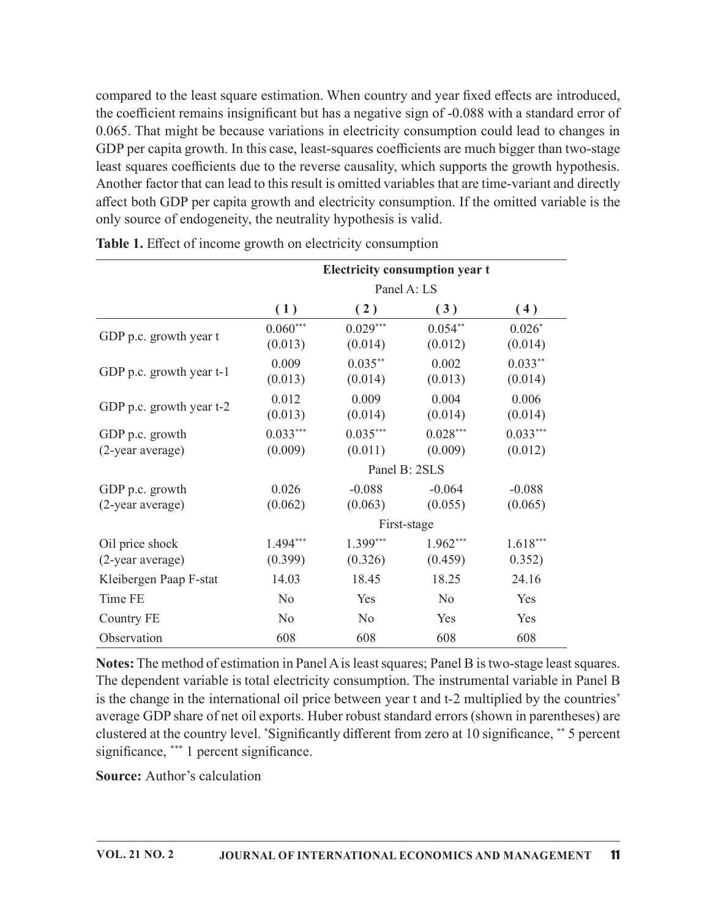compared to the least square estimation. When country and year fixed effects are introduced, the coefficient remains insignificant but has a negative sign of -0.088 with a standard error of 0.065. That might be because variations in electricity consumption could lead to changes in GDP per capita growth. In this case, least-squares coefficients are much bigger than two-stage least squares coefficients due to the reverse causality, which supports the growth hypothesis. Another factor that can lead to this result is omitted variables that are time-variant and directly affect both GDP per capita growth and electricity consumption. If the omitted variable is the only source of endogeneity, the neutrality hypothesis is valid.

**Table 1.** Effect of income growth on electricity consumption

| | **Electricity consumption year t** | | | |
|---|---|---|---|---|
| | Panel A: LS | | | |
| | **(1)** | **(2)** | **(3)** | **(4)** |
| GDP p.c. growth year t | 0.060*** (0.013) | 0.029*** (0.014) | 0.054** (0.012) | 0.026* (0.014) |
| GDP p.c. growth year t-1 | 0.009 (0.013) | 0.035** (0.014) | 0.002 (0.013) | 0.033** (0.014) |
| GDP p.c. growth year t-2 | 0.012 (0.013) | 0.009 (0.014) | 0.004 (0.014) | 0.006 (0.014) |
| GDP p.c. growth (2-year average) | 0.033*** (0.009) | 0.035*** (0.011) | 0.028*** (0.009) | 0.033*** (0.012) |
| | Panel B: 2SLS | | | |
| GDP p.c. growth (2-year average) | 0.026 (0.062) | -0.088 (0.063) | -0.064 (0.055) | -0.088 (0.065) |
| | First-stage | | | |
| Oil price shock (2-year average) | 1.494*** (0.399) | 1.399*** (0.326) | 1.962*** (0.459) | 1.618*** 0.352) |
| Kleibergen Paap F-stat | 14.03 | 18.45 | 18.25 | 24.16 |
| Time FE | No | Yes | No | Yes |
| Country FE | No | No | Yes | Yes |
| Observation | 608 | 608 | 608 | 608 |

**Notes:** The method of estimation in Panel A is least squares; Panel B is two-stage least squares. The dependent variable is total electricity consumption. The instrumental variable in Panel B is the change in the international oil price between year t and t-2 multiplied by the countries' average GDP share of net oil exports. Huber robust standard errors (shown in parentheses) are clustered at the country level. *Significantly different from zero at 10 significance, ** 5 percent significance, *** 1 percent significance.

**Source:** Author's calculation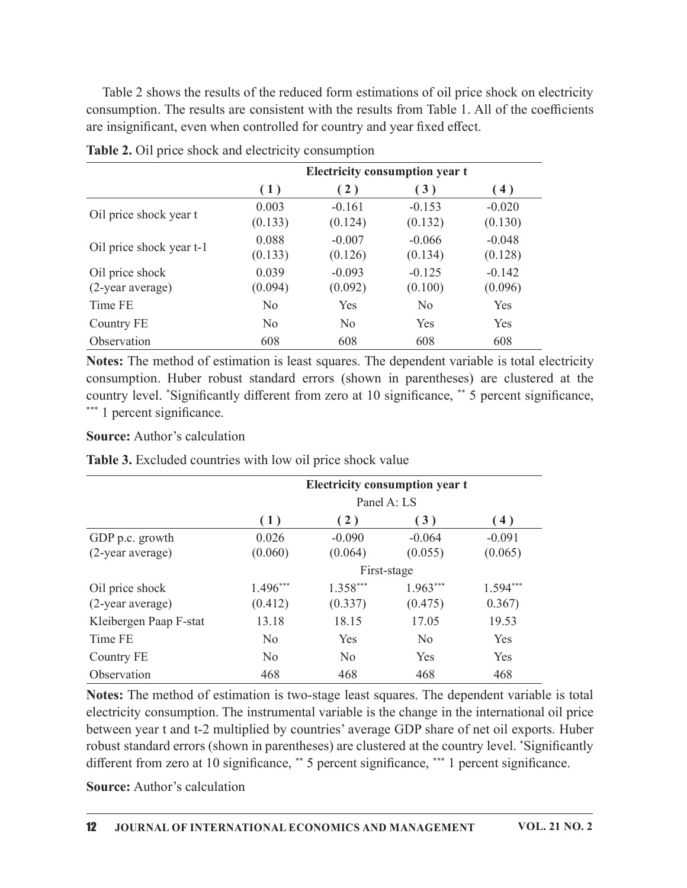Table 2 shows the results of the reduced form estimations of oil price shock on electricity consumption. The results are consistent with the results from Table 1. All of the coefficients are insignificant, even when controlled for country and year fixed effect.

**Table 2.** Oil price shock and electricity consumption

| | Electricity consumption year t | | | |
|---|---|---|---|---|
| | ( 1 ) | ( 2 ) | ( 3 ) | ( 4 ) |
| Oil price shock year t | 0.003 | -0.161 | -0.153 | -0.020 |
| | (0.133) | (0.124) | (0.132) | (0.130) |
| Oil price shock year t-1 | 0.088 | -0.007 | -0.066 | -0.048 |
| | (0.133) | (0.126) | (0.134) | (0.128) |
| Oil price shock (2-year average) | 0.039 | -0.093 | -0.125 | -0.142 |
| | (0.094) | (0.092) | (0.100) | (0.096) |
| Time FE | No | Yes | No | Yes |
| Country FE | No | No | Yes | Yes |
| Observation | 608 | 608 | 608 | 608 |

**Notes:** The method of estimation is least squares. The dependent variable is total electricity consumption. Huber robust standard errors (shown in parentheses) are clustered at the country level. *Significantly different from zero at 10 significance, ** 5 percent significance, *** 1 percent significance.

**Source:** Author's calculation

**Table 3.** Excluded countries with low oil price shock value

| | Electricity consumption year t | | | |
|---|---|---|---|---|
| | Panel A: LS | | | |
| | ( 1 ) | ( 2 ) | ( 3 ) | ( 4 ) |
| GDP p.c. growth (2-year average) | 0.026 | -0.090 | -0.064 | -0.091 |
| | (0.060) | (0.064) | (0.055) | (0.065) |
| | First-stage | | | |
| Oil price shock (2-year average) | 1.496*** | 1.358*** | 1.963*** | 1.594*** |
| | (0.412) | (0.337) | (0.475) | 0.367) |
| Kleibergen Paap F-stat | 13.18 | 18.15 | 17.05 | 19.53 |
| Time FE | No | Yes | No | Yes |
| Country FE | No | No | Yes | Yes |
| Observation | 468 | 468 | 468 | 468 |

**Notes:** The method of estimation is two-stage least squares. The dependent variable is total electricity consumption. The instrumental variable is the change in the international oil price between year t and t-2 multiplied by countries' average GDP share of net oil exports. Huber robust standard errors (shown in parentheses) are clustered at the country level. *Significantly different from zero at 10 significance, ** 5 percent significance, *** 1 percent significance.

**Source:** Author's calculation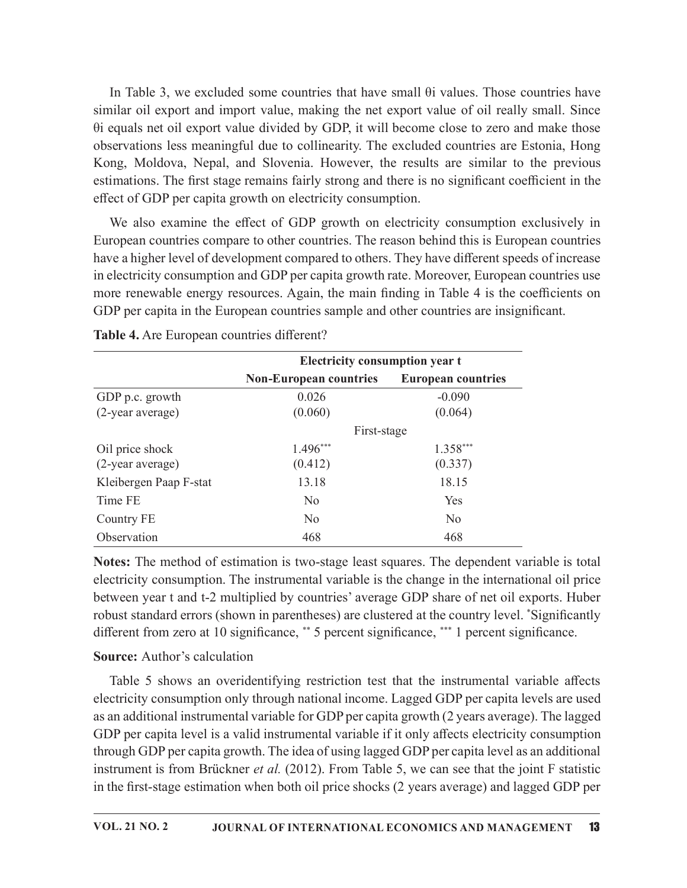In Table 3, we excluded some countries that have small θi values. Those countries have similar oil export and import value, making the net export value of oil really small. Since θi equals net oil export value divided by GDP, it will become close to zero and make those observations less meaningful due to collinearity. The excluded countries are Estonia, Hong Kong, Moldova, Nepal, and Slovenia. However, the results are similar to the previous estimations. The first stage remains fairly strong and there is no significant coefficient in the effect of GDP per capita growth on electricity consumption.

We also examine the effect of GDP growth on electricity consumption exclusively in European countries compare to other countries. The reason behind this is European countries have a higher level of development compared to others. They have different speeds of increase in electricity consumption and GDP per capita growth rate. Moreover, European countries use more renewable energy resources. Again, the main finding in Table 4 is the coefficients on GDP per capita in the European countries sample and other countries are insignificant.

**Table 4.** Are European countries different?

| | **Electricity consumption year t** | |
|---|---|---|
| | **Non-European countries** | **European countries** |
| GDP p.c. growth | 0.026 | -0.090 |
| (2-year average) | (0.060) | (0.064) |
| | First-stage | |
| Oil price shock | 1.496*** | 1.358*** |
| (2-year average) | (0.412) | (0.337) |
| Kleibergen Paap F-stat | 13.18 | 18.15 |
| Time FE | No | Yes |
| Country FE | No | No |
| Observation | 468 | 468 |

**Notes:** The method of estimation is two-stage least squares. The dependent variable is total electricity consumption. The instrumental variable is the change in the international oil price between year t and t-2 multiplied by countries' average GDP share of net oil exports. Huber robust standard errors (shown in parentheses) are clustered at the country level. *Significantly different from zero at 10 significance, ** 5 percent significance, *** 1 percent significance.

**Source:** Author's calculation

Table 5 shows an overidentifying restriction test that the instrumental variable affects electricity consumption only through national income. Lagged GDP per capita levels are used as an additional instrumental variable for GDP per capita growth (2 years average). The lagged GDP per capita level is a valid instrumental variable if it only affects electricity consumption through GDP per capita growth. The idea of using lagged GDP per capita level as an additional instrument is from Brückner *et al.* (2012). From Table 5, we can see that the joint F statistic in the first-stage estimation when both oil price shocks (2 years average) and lagged GDP per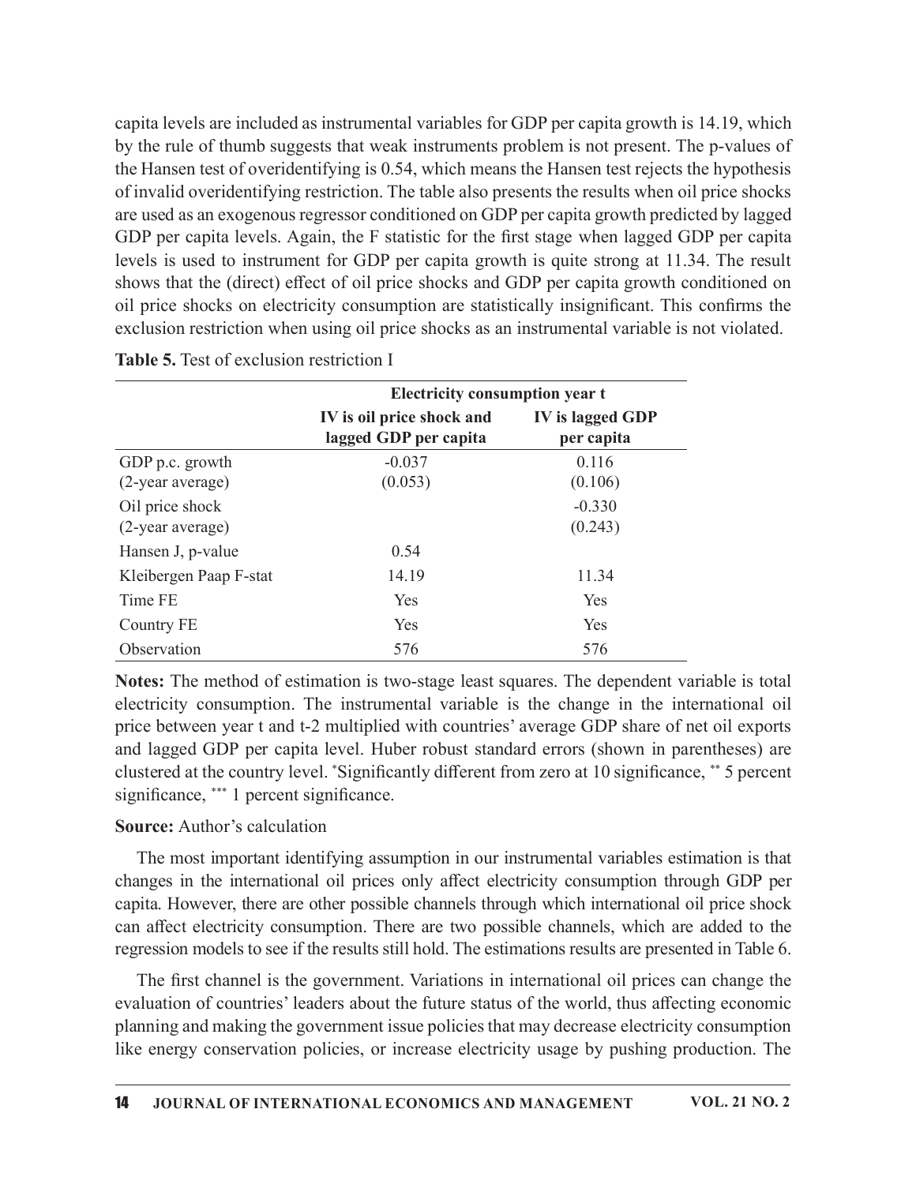capita levels are included as instrumental variables for GDP per capita growth is 14.19, which by the rule of thumb suggests that weak instruments problem is not present. The p-values of the Hansen test of overidentifying is 0.54, which means the Hansen test rejects the hypothesis of invalid overidentifying restriction. The table also presents the results when oil price shocks are used as an exogenous regressor conditioned on GDP per capita growth predicted by lagged GDP per capita levels. Again, the F statistic for the first stage when lagged GDP per capita levels is used to instrument for GDP per capita growth is quite strong at 11.34. The result shows that the (direct) effect of oil price shocks and GDP per capita growth conditioned on oil price shocks on electricity consumption are statistically insignificant. This confirms the exclusion restriction when using oil price shocks as an instrumental variable is not violated.

**Table 5.** Test of exclusion restriction I

| | Electricity consumption year t | |
|---|---|---|
| | IV is oil price shock and lagged GDP per capita | IV is lagged GDP per capita |
| GDP p.c. growth (2-year average) | -0.037 (0.053) | 0.116 (0.106) |
| Oil price shock (2-year average) | | -0.330 (0.243) |
| Hansen J, p-value | 0.54 | |
| Kleibergen Paap F-stat | 14.19 | 11.34 |
| Time FE | Yes | Yes |
| Country FE | Yes | Yes |
| Observation | 576 | 576 |

**Notes:** The method of estimation is two-stage least squares. The dependent variable is total electricity consumption. The instrumental variable is the change in the international oil price between year t and t-2 multiplied with countries' average GDP share of net oil exports and lagged GDP per capita level. Huber robust standard errors (shown in parentheses) are clustered at the country level. *Significantly different from zero at 10 significance, ** 5 percent significance, *** 1 percent significance.

**Source:** Author's calculation

The most important identifying assumption in our instrumental variables estimation is that changes in the international oil prices only affect electricity consumption through GDP per capita. However, there are other possible channels through which international oil price shock can affect electricity consumption. There are two possible channels, which are added to the regression models to see if the results still hold. The estimations results are presented in Table 6.

The first channel is the government. Variations in international oil prices can change the evaluation of countries' leaders about the future status of the world, thus affecting economic planning and making the government issue policies that may decrease electricity consumption like energy conservation policies, or increase electricity usage by pushing production. The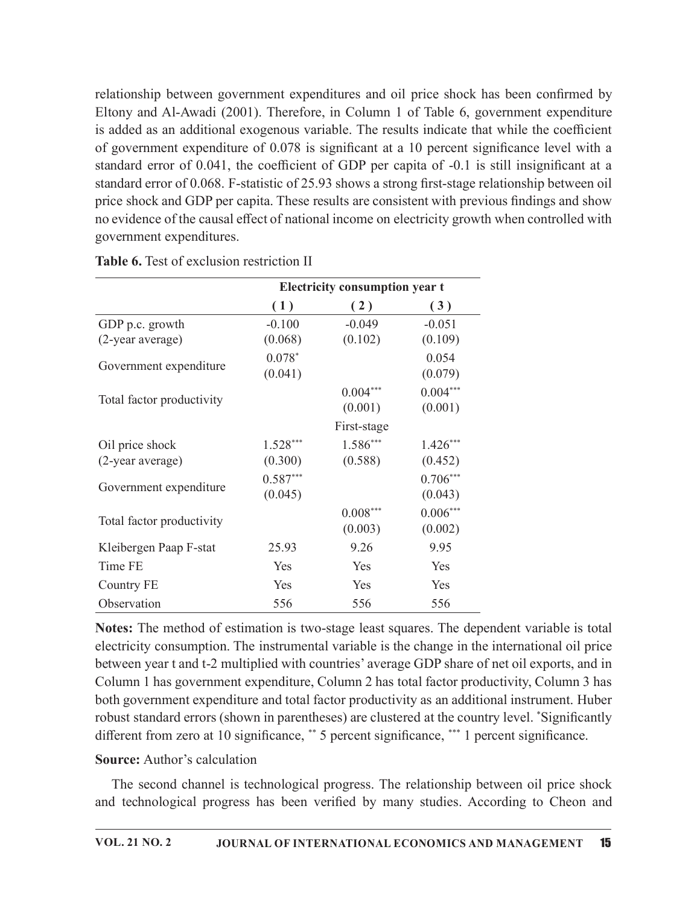relationship between government expenditures and oil price shock has been confirmed by Eltony and Al-Awadi (2001). Therefore, in Column 1 of Table 6, government expenditure is added as an additional exogenous variable. The results indicate that while the coefficient of government expenditure of 0.078 is significant at a 10 percent significance level with a standard error of 0.041, the coefficient of GDP per capita of -0.1 is still insignificant at a standard error of 0.068. F-statistic of 25.93 shows a strong first-stage relationship between oil price shock and GDP per capita. These results are consistent with previous findings and show no evidence of the causal effect of national income on electricity growth when controlled with government expenditures.

**Table 6.** Test of exclusion restriction II

| | Electricity consumption year t | | |
|---|---|---|---|
| | (1) | (2) | (3) |
| GDP p.c. growth (2-year average) | -0.100 | -0.049 | -0.051 |
| | (0.068) | (0.102) | (0.109) |
| Government expenditure | 0.078* | | 0.054 |
| | (0.041) | | (0.079) |
| Total factor productivity | | 0.004*** | 0.004*** |
| | | (0.001) | (0.001) |
| | | First-stage | |
| Oil price shock (2-year average) | 1.528*** | 1.586*** | 1.426*** |
| | (0.300) | (0.588) | (0.452) |
| Government expenditure | 0.587*** | | 0.706*** |
| | (0.045) | | (0.043) |
| Total factor productivity | | 0.008*** | 0.006*** |
| | | (0.003) | (0.002) |
| Kleibergen Paap F-stat | 25.93 | 9.26 | 9.95 |
| Time FE | Yes | Yes | Yes |
| Country FE | Yes | Yes | Yes |
| Observation | 556 | 556 | 556 |

**Notes:** The method of estimation is two-stage least squares. The dependent variable is total electricity consumption. The instrumental variable is the change in the international oil price between year t and t-2 multiplied with countries' average GDP share of net oil exports, and in Column 1 has government expenditure, Column 2 has total factor productivity, Column 3 has both government expenditure and total factor productivity as an additional instrument. Huber robust standard errors (shown in parentheses) are clustered at the country level. *Significantly different from zero at 10 significance, ** 5 percent significance, *** 1 percent significance.

**Source:** Author's calculation

The second channel is technological progress. The relationship between oil price shock and technological progress has been verified by many studies. According to Cheon and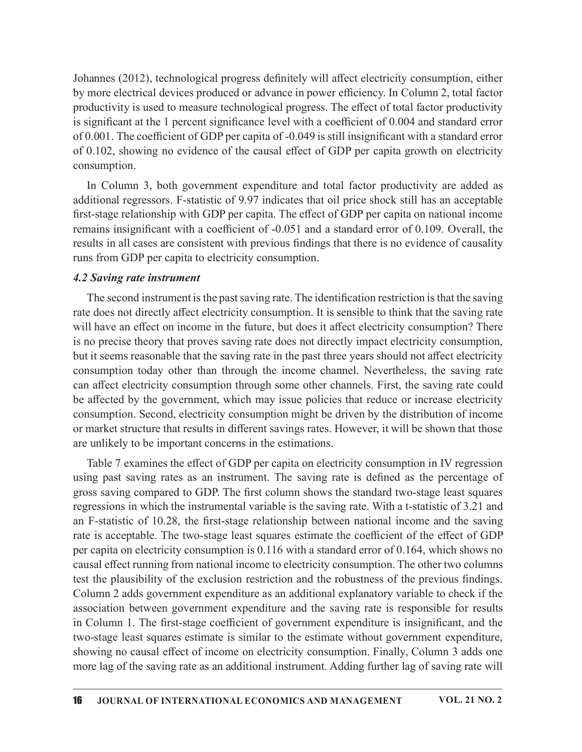Johannes (2012), technological progress definitely will affect electricity consumption, either by more electrical devices produced or advance in power efficiency. In Column 2, total factor productivity is used to measure technological progress. The effect of total factor productivity is significant at the 1 percent significance level with a coefficient of 0.004 and standard error of 0.001. The coefficient of GDP per capita of -0.049 is still insignificant with a standard error of 0.102, showing no evidence of the causal effect of GDP per capita growth on electricity consumption.

In Column 3, both government expenditure and total factor productivity are added as additional regressors. F-statistic of 9.97 indicates that oil price shock still has an acceptable first-stage relationship with GDP per capita. The effect of GDP per capita on national income remains insignificant with a coefficient of -0.051 and a standard error of 0.109. Overall, the results in all cases are consistent with previous findings that there is no evidence of causality runs from GDP per capita to electricity consumption.

### *4.2 Saving rate instrument*

The second instrument is the past saving rate. The identification restriction is that the saving rate does not directly affect electricity consumption. It is sensible to think that the saving rate will have an effect on income in the future, but does it affect electricity consumption? There is no precise theory that proves saving rate does not directly impact electricity consumption, but it seems reasonable that the saving rate in the past three years should not affect electricity consumption today other than through the income channel. Nevertheless, the saving rate can affect electricity consumption through some other channels. First, the saving rate could be affected by the government, which may issue policies that reduce or increase electricity consumption. Second, electricity consumption might be driven by the distribution of income or market structure that results in different savings rates. However, it will be shown that those are unlikely to be important concerns in the estimations.

Table 7 examines the effect of GDP per capita on electricity consumption in IV regression using past saving rates as an instrument. The saving rate is defined as the percentage of gross saving compared to GDP. The first column shows the standard two-stage least squares regressions in which the instrumental variable is the saving rate. With a t-statistic of 3.21 and an F-statistic of 10.28, the first-stage relationship between national income and the saving rate is acceptable. The two-stage least squares estimate the coefficient of the effect of GDP per capita on electricity consumption is 0.116 with a standard error of 0.164, which shows no causal effect running from national income to electricity consumption. The other two columns test the plausibility of the exclusion restriction and the robustness of the previous findings. Column 2 adds government expenditure as an additional explanatory variable to check if the association between government expenditure and the saving rate is responsible for results in Column 1. The first-stage coefficient of government expenditure is insignificant, and the two-stage least squares estimate is similar to the estimate without government expenditure, showing no causal effect of income on electricity consumption. Finally, Column 3 adds one more lag of the saving rate as an additional instrument. Adding further lag of saving rate will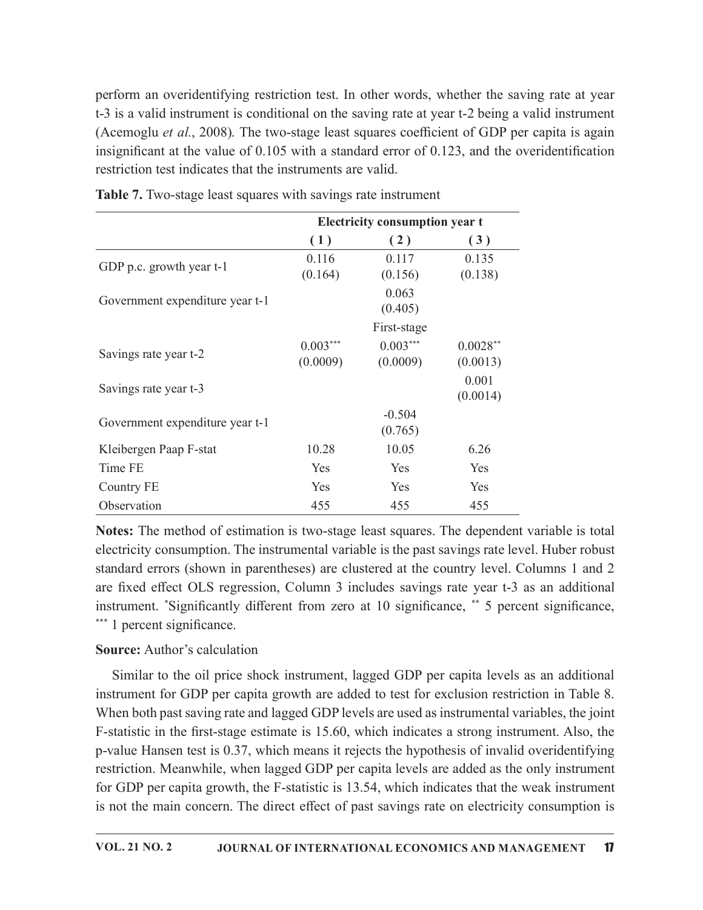perform an overidentifying restriction test. In other words, whether the saving rate at year t-3 is a valid instrument is conditional on the saving rate at year t-2 being a valid instrument (Acemoglu *et al.*, 2008). The two-stage least squares coefficient of GDP per capita is again insignificant at the value of 0.105 with a standard error of 0.123, and the overidentification restriction test indicates that the instruments are valid.

**Table 7.** Two-stage least squares with savings rate instrument

| | Electricity consumption year t | | |
|---|---|---|---|
| | (1) | (2) | (3) |
| GDP p.c. growth year t-1 | 0.116<br>(0.164) | 0.117<br>(0.156) | 0.135<br>(0.138) |
| Government expenditure year t-1 | | 0.063<br>(0.405) | |
| | | First-stage | |
| Savings rate year t-2 | 0.003***<br>(0.0009) | 0.003***<br>(0.0009) | 0.0028**<br>(0.0013) |
| Savings rate year t-3 | | | 0.001<br>(0.0014) |
| Government expenditure year t-1 | | -0.504<br>(0.765) | |
| Kleibergen Paap F-stat | 10.28 | 10.05 | 6.26 |
| Time FE | Yes | Yes | Yes |
| Country FE | Yes | Yes | Yes |
| Observation | 455 | 455 | 455 |

**Notes:** The method of estimation is two-stage least squares. The dependent variable is total electricity consumption. The instrumental variable is the past savings rate level. Huber robust standard errors (shown in parentheses) are clustered at the country level. Columns 1 and 2 are fixed effect OLS regression, Column 3 includes savings rate year t-3 as an additional instrument. *Significantly different from zero at 10 significance, ** 5 percent significance, *** 1 percent significance.

**Source:** Author's calculation

Similar to the oil price shock instrument, lagged GDP per capita levels as an additional instrument for GDP per capita growth are added to test for exclusion restriction in Table 8. When both past saving rate and lagged GDP levels are used as instrumental variables, the joint F-statistic in the first-stage estimate is 15.60, which indicates a strong instrument. Also, the p-value Hansen test is 0.37, which means it rejects the hypothesis of invalid overidentifying restriction. Meanwhile, when lagged GDP per capita levels are added as the only instrument for GDP per capita growth, the F-statistic is 13.54, which indicates that the weak instrument is not the main concern. The direct effect of past savings rate on electricity consumption is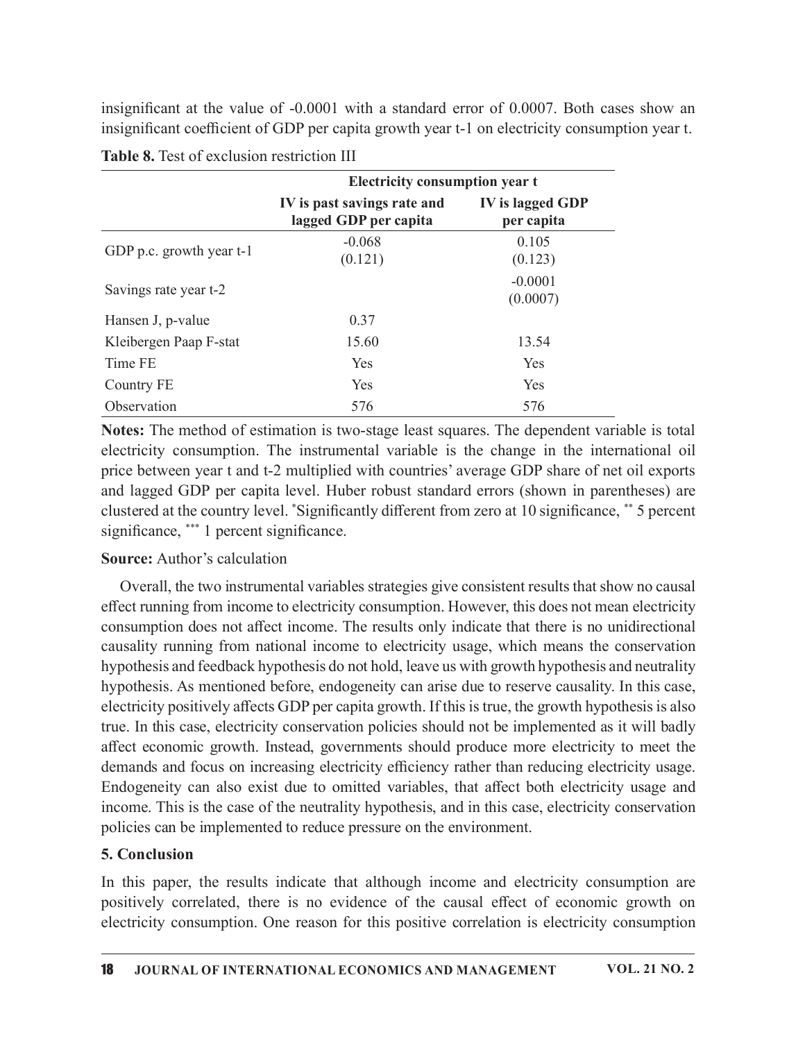insignificant at the value of -0.0001 with a standard error of 0.0007. Both cases show an insignificant coefficient of GDP per capita growth year t-1 on electricity consumption year t.

**Table 8.** Test of exclusion restriction III

| | Electricity consumption year t | |
|---|---|---|
| | **IV is past savings rate and lagged GDP per capita** | **IV is lagged GDP per capita** |
| GDP p.c. growth year t-1 | -0.068<br>(0.121) | 0.105<br>(0.123) |
| Savings rate year t-2 | | -0.0001<br>(0.0007) |
| Hansen J, p-value | 0.37 | |
| Kleibergen Paap F-stat | 15.60 | 13.54 |
| Time FE | Yes | Yes |
| Country FE | Yes | Yes |
| Observation | 576 | 576 |

**Notes:** The method of estimation is two-stage least squares. The dependent variable is total electricity consumption. The instrumental variable is the change in the international oil price between year t and t-2 multiplied with countries' average GDP share of net oil exports and lagged GDP per capita level. Huber robust standard errors (shown in parentheses) are clustered at the country level. *Significantly different from zero at 10 significance, ** 5 percent significance, *** 1 percent significance.

**Source:** Author's calculation

Overall, the two instrumental variables strategies give consistent results that show no causal effect running from income to electricity consumption. However, this does not mean electricity consumption does not affect income. The results only indicate that there is no unidirectional causality running from national income to electricity usage, which means the conservation hypothesis and feedback hypothesis do not hold, leave us with growth hypothesis and neutrality hypothesis. As mentioned before, endogeneity can arise due to reserve causality. In this case, electricity positively affects GDP per capita growth. If this is true, the growth hypothesis is also true. In this case, electricity conservation policies should not be implemented as it will badly affect economic growth. Instead, governments should produce more electricity to meet the demands and focus on increasing electricity efficiency rather than reducing electricity usage. Endogeneity can also exist due to omitted variables, that affect both electricity usage and income. This is the case of the neutrality hypothesis, and in this case, electricity conservation policies can be implemented to reduce pressure on the environment.

## 5. Conclusion

In this paper, the results indicate that although income and electricity consumption are positively correlated, there is no evidence of the causal effect of economic growth on electricity consumption. One reason for this positive correlation is electricity consumption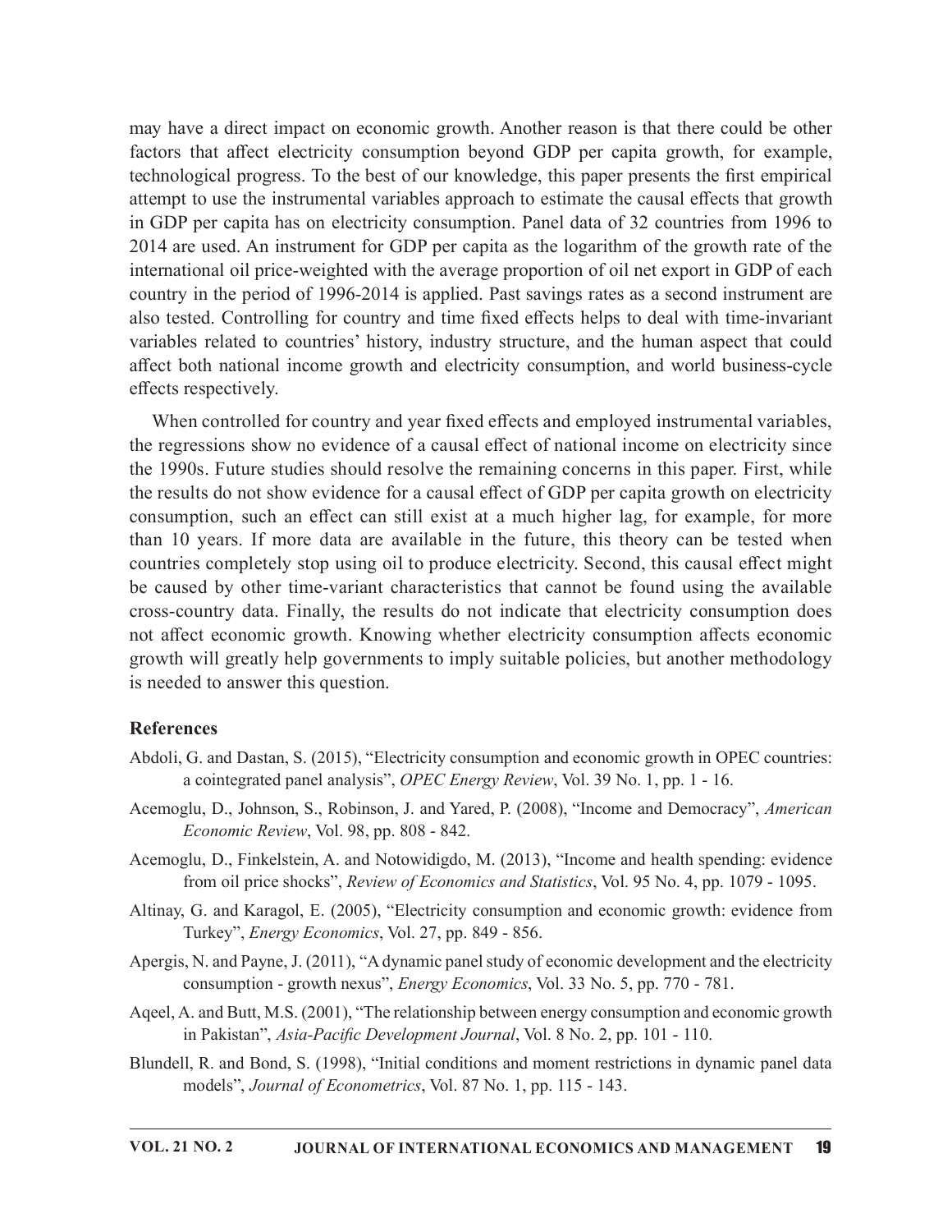may have a direct impact on economic growth. Another reason is that there could be other factors that affect electricity consumption beyond GDP per capita growth, for example, technological progress. To the best of our knowledge, this paper presents the first empirical attempt to use the instrumental variables approach to estimate the causal effects that growth in GDP per capita has on electricity consumption. Panel data of 32 countries from 1996 to 2014 are used. An instrument for GDP per capita as the logarithm of the growth rate of the international oil price-weighted with the average proportion of oil net export in GDP of each country in the period of 1996-2014 is applied. Past savings rates as a second instrument are also tested. Controlling for country and time fixed effects helps to deal with time-invariant variables related to countries' history, industry structure, and the human aspect that could affect both national income growth and electricity consumption, and world business-cycle effects respectively.

When controlled for country and year fixed effects and employed instrumental variables, the regressions show no evidence of a causal effect of national income on electricity since the 1990s. Future studies should resolve the remaining concerns in this paper. First, while the results do not show evidence for a causal effect of GDP per capita growth on electricity consumption, such an effect can still exist at a much higher lag, for example, for more than 10 years. If more data are available in the future, this theory can be tested when countries completely stop using oil to produce electricity. Second, this causal effect might be caused by other time-variant characteristics that cannot be found using the available cross-country data. Finally, the results do not indicate that electricity consumption does not affect economic growth. Knowing whether electricity consumption affects economic growth will greatly help governments to imply suitable policies, but another methodology is needed to answer this question.

## References

Abdoli, G. and Dastan, S. (2015), "Electricity consumption and economic growth in OPEC countries: a cointegrated panel analysis", *OPEC Energy Review*, Vol. 39 No. 1, pp. 1 - 16.

Acemoglu, D., Johnson, S., Robinson, J. and Yared, P. (2008), "Income and Democracy", *American Economic Review*, Vol. 98, pp. 808 - 842.

Acemoglu, D., Finkelstein, A. and Notowidigdo, M. (2013), "Income and health spending: evidence from oil price shocks", *Review of Economics and Statistics*, Vol. 95 No. 4, pp. 1079 - 1095.

Altinay, G. and Karagol, E. (2005), "Electricity consumption and economic growth: evidence from Turkey", *Energy Economics*, Vol. 27, pp. 849 - 856.

Apergis, N. and Payne, J. (2011), "A dynamic panel study of economic development and the electricity consumption - growth nexus", *Energy Economics*, Vol. 33 No. 5, pp. 770 - 781.

Aqeel, A. and Butt, M.S. (2001), "The relationship between energy consumption and economic growth in Pakistan", *Asia-Pacific Development Journal*, Vol. 8 No. 2, pp. 101 - 110.

Blundell, R. and Bond, S. (1998), "Initial conditions and moment restrictions in dynamic panel data models", *Journal of Econometrics*, Vol. 87 No. 1, pp. 115 - 143.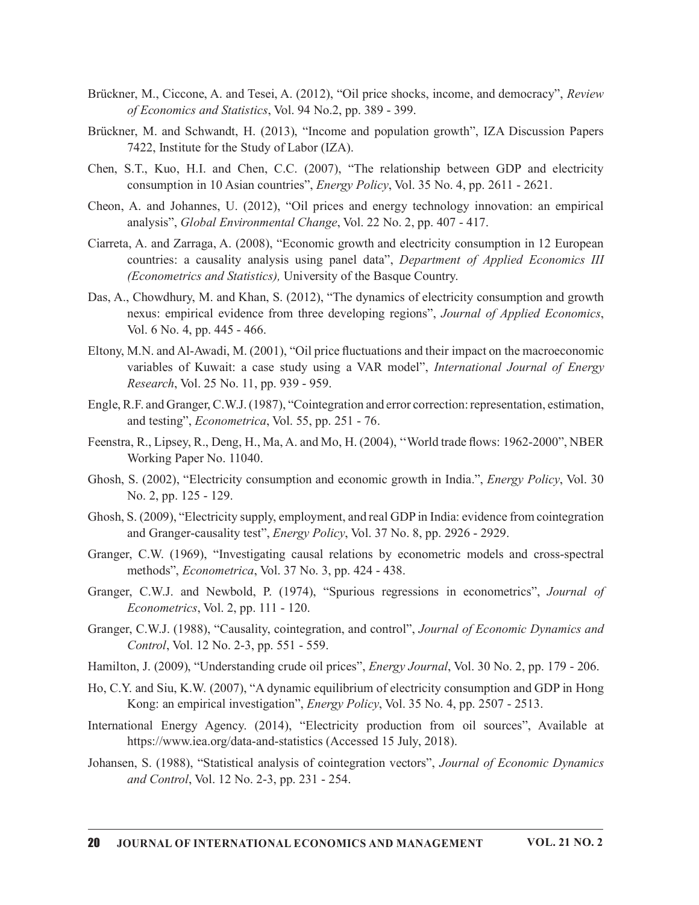Brückner, M., Ciccone, A. and Tesei, A. (2012), "Oil price shocks, income, and democracy", *Review of Economics and Statistics*, Vol. 94 No.2, pp. 389 - 399.

Brückner, M. and Schwandt, H. (2013), "Income and population growth", IZA Discussion Papers 7422, Institute for the Study of Labor (IZA).

Chen, S.T., Kuo, H.I. and Chen, C.C. (2007), "The relationship between GDP and electricity consumption in 10 Asian countries", *Energy Policy*, Vol. 35 No. 4, pp. 2611 - 2621.

Cheon, A. and Johannes, U. (2012), "Oil prices and energy technology innovation: an empirical analysis", *Global Environmental Change*, Vol. 22 No. 2, pp. 407 - 417.

Ciarreta, A. and Zarraga, A. (2008), "Economic growth and electricity consumption in 12 European countries: a causality analysis using panel data", *Department of Applied Economics III (Econometrics and Statistics),* University of the Basque Country.

Das, A., Chowdhury, M. and Khan, S. (2012), "The dynamics of electricity consumption and growth nexus: empirical evidence from three developing regions", *Journal of Applied Economics*, Vol. 6 No. 4, pp. 445 - 466.

Eltony, M.N. and Al-Awadi, M. (2001), "Oil price fluctuations and their impact on the macroeconomic variables of Kuwait: a case study using a VAR model", *International Journal of Energy Research*, Vol. 25 No. 11, pp. 939 - 959.

Engle, R.F. and Granger, C.W.J. (1987), "Cointegration and error correction: representation, estimation, and testing", *Econometrica*, Vol. 55, pp. 251 - 76.

Feenstra, R., Lipsey, R., Deng, H., Ma, A. and Mo, H. (2004), ''World trade flows: 1962-2000", NBER Working Paper No. 11040.

Ghosh, S. (2002), "Electricity consumption and economic growth in India.", *Energy Policy*, Vol. 30 No. 2, pp. 125 - 129.

Ghosh, S. (2009), "Electricity supply, employment, and real GDP in India: evidence from cointegration and Granger-causality test", *Energy Policy*, Vol. 37 No. 8, pp. 2926 - 2929.

Granger, C.W. (1969), "Investigating causal relations by econometric models and cross-spectral methods", *Econometrica*, Vol. 37 No. 3, pp. 424 - 438.

Granger, C.W.J. and Newbold, P. (1974), "Spurious regressions in econometrics", *Journal of Econometrics*, Vol. 2, pp. 111 - 120.

Granger, C.W.J. (1988), "Causality, cointegration, and control", *Journal of Economic Dynamics and Control*, Vol. 12 No. 2-3, pp. 551 - 559.

Hamilton, J. (2009), "Understanding crude oil prices", *Energy Journal*, Vol. 30 No. 2, pp. 179 - 206.

Ho, C.Y. and Siu, K.W. (2007), "A dynamic equilibrium of electricity consumption and GDP in Hong Kong: an empirical investigation", *Energy Policy*, Vol. 35 No. 4, pp. 2507 - 2513.

International Energy Agency. (2014), "Electricity production from oil sources", Available at https://www.iea.org/data-and-statistics (Accessed 15 July, 2018).

Johansen, S. (1988), "Statistical analysis of cointegration vectors", *Journal of Economic Dynamics and Control*, Vol. 12 No. 2-3, pp. 231 - 254.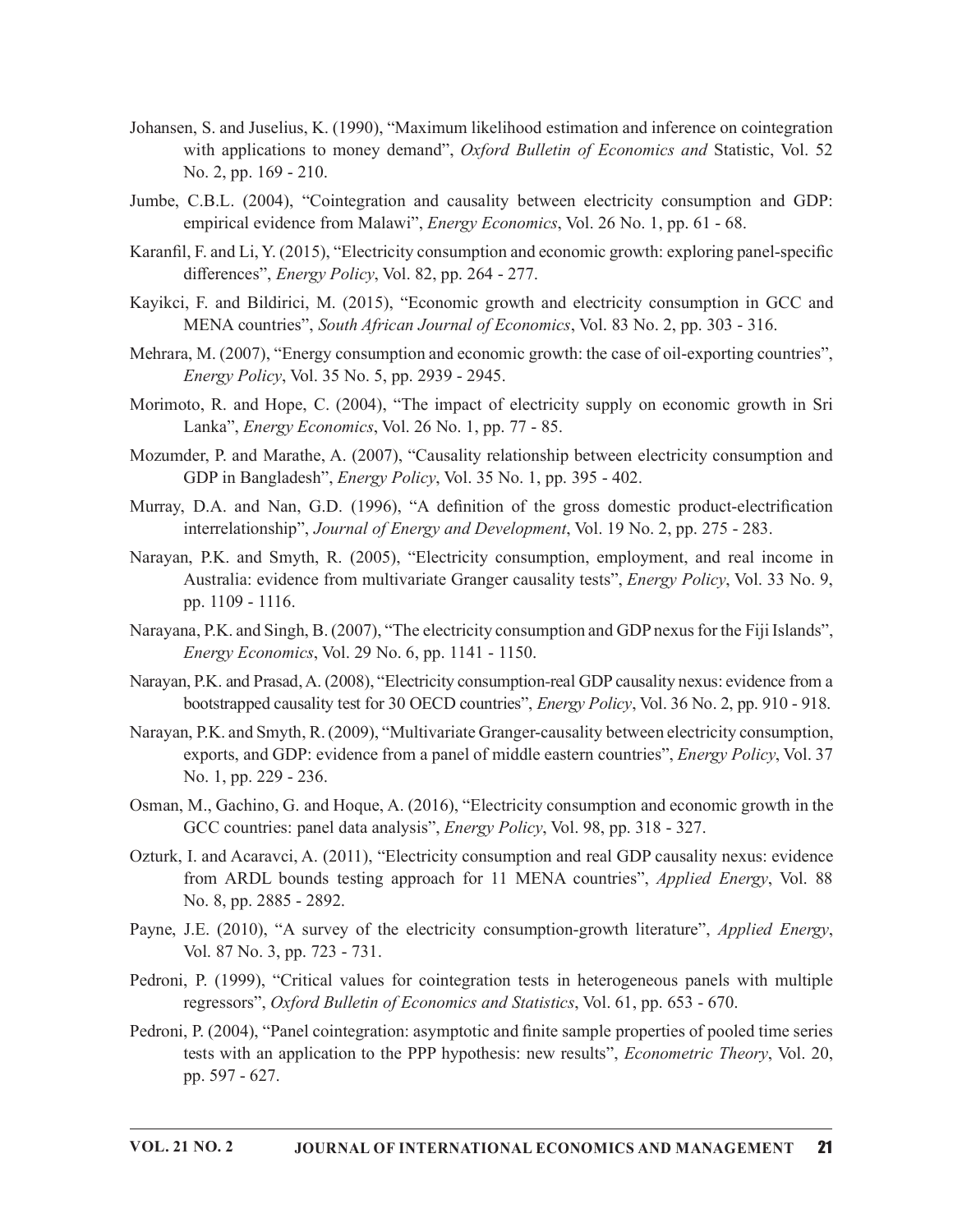Johansen, S. and Juselius, K. (1990), "Maximum likelihood estimation and inference on cointegration with applications to money demand", *Oxford Bulletin of Economics and* Statistic, Vol. 52 No. 2, pp. 169 - 210.

Jumbe, C.B.L. (2004), "Cointegration and causality between electricity consumption and GDP: empirical evidence from Malawi", *Energy Economics*, Vol. 26 No. 1, pp. 61 - 68.

Karanfil, F. and Li, Y. (2015), "Electricity consumption and economic growth: exploring panel-specific differences", *Energy Policy*, Vol. 82, pp. 264 - 277.

Kayikci, F. and Bildirici, M. (2015), "Economic growth and electricity consumption in GCC and MENA countries", *South African Journal of Economics*, Vol. 83 No. 2, pp. 303 - 316.

Mehrara, M. (2007), "Energy consumption and economic growth: the case of oil-exporting countries", *Energy Policy*, Vol. 35 No. 5, pp. 2939 - 2945.

Morimoto, R. and Hope, C. (2004), "The impact of electricity supply on economic growth in Sri Lanka", *Energy Economics*, Vol. 26 No. 1, pp. 77 - 85.

Mozumder, P. and Marathe, A. (2007), "Causality relationship between electricity consumption and GDP in Bangladesh", *Energy Policy*, Vol. 35 No. 1, pp. 395 - 402.

Murray, D.A. and Nan, G.D. (1996), "A definition of the gross domestic product-electrification interrelationship", *Journal of Energy and Development*, Vol. 19 No. 2, pp. 275 - 283.

Narayan, P.K. and Smyth, R. (2005), "Electricity consumption, employment, and real income in Australia: evidence from multivariate Granger causality tests", *Energy Policy*, Vol. 33 No. 9, pp. 1109 - 1116.

Narayana, P.K. and Singh, B. (2007), "The electricity consumption and GDP nexus for the Fiji Islands", *Energy Economics*, Vol. 29 No. 6, pp. 1141 - 1150.

Narayan, P.K. and Prasad, A. (2008), "Electricity consumption-real GDP causality nexus: evidence from a bootstrapped causality test for 30 OECD countries", *Energy Policy*, Vol. 36 No. 2, pp. 910 - 918.

Narayan, P.K. and Smyth, R. (2009), "Multivariate Granger-causality between electricity consumption, exports, and GDP: evidence from a panel of middle eastern countries", *Energy Policy*, Vol. 37 No. 1, pp. 229 - 236.

Osman, M., Gachino, G. and Hoque, A. (2016), "Electricity consumption and economic growth in the GCC countries: panel data analysis", *Energy Policy*, Vol. 98, pp. 318 - 327.

Ozturk, I. and Acaravci, A. (2011), "Electricity consumption and real GDP causality nexus: evidence from ARDL bounds testing approach for 11 MENA countries", *Applied Energy*, Vol. 88 No. 8, pp. 2885 - 2892.

Payne, J.E. (2010), "A survey of the electricity consumption-growth literature", *Applied Energy*, Vol. 87 No. 3, pp. 723 - 731.

Pedroni, P. (1999), "Critical values for cointegration tests in heterogeneous panels with multiple regressors", *Oxford Bulletin of Economics and Statistics*, Vol. 61, pp. 653 - 670.

Pedroni, P. (2004), "Panel cointegration: asymptotic and finite sample properties of pooled time series tests with an application to the PPP hypothesis: new results", *Econometric Theory*, Vol. 20, pp. 597 - 627.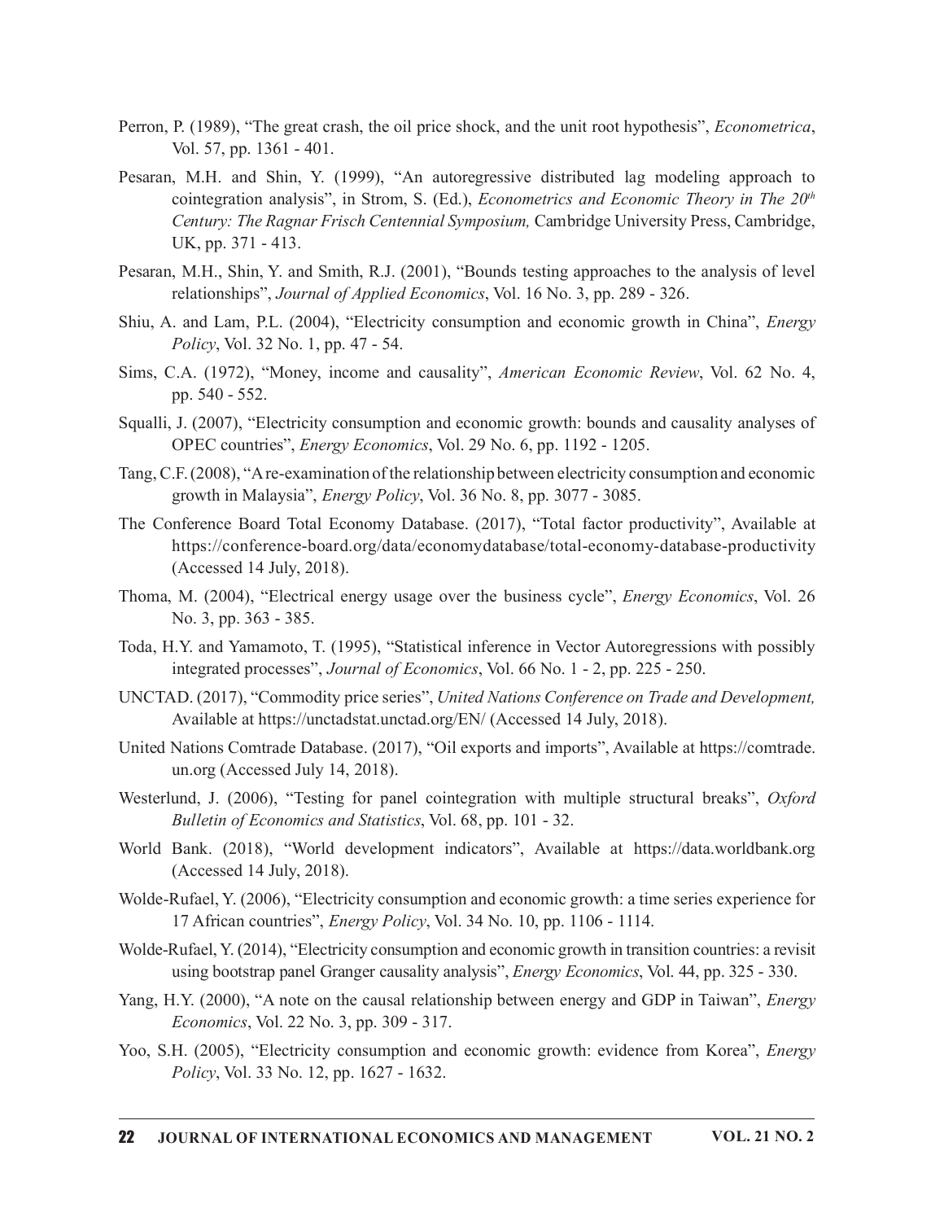Perron, P. (1989), "The great crash, the oil price shock, and the unit root hypothesis", *Econometrica*, Vol. 57, pp. 1361 - 401.

Pesaran, M.H. and Shin, Y. (1999), "An autoregressive distributed lag modeling approach to cointegration analysis", in Strom, S. (Ed.), *Econometrics and Economic Theory in The 20th Century: The Ragnar Frisch Centennial Symposium,* Cambridge University Press, Cambridge, UK, pp. 371 - 413.

Pesaran, M.H., Shin, Y. and Smith, R.J. (2001), "Bounds testing approaches to the analysis of level relationships", *Journal of Applied Economics*, Vol. 16 No. 3, pp. 289 - 326.

Shiu, A. and Lam, P.L. (2004), "Electricity consumption and economic growth in China", *Energy Policy*, Vol. 32 No. 1, pp. 47 - 54.

Sims, C.A. (1972), "Money, income and causality", *American Economic Review*, Vol. 62 No. 4, pp. 540 - 552.

Squalli, J. (2007), "Electricity consumption and economic growth: bounds and causality analyses of OPEC countries", *Energy Economics*, Vol. 29 No. 6, pp. 1192 - 1205.

Tang, C.F. (2008), "A re-examination of the relationship between electricity consumption and economic growth in Malaysia", *Energy Policy*, Vol. 36 No. 8, pp. 3077 - 3085.

The Conference Board Total Economy Database. (2017), "Total factor productivity", Available at https://conference-board.org/data/economydatabase/total-economy-database-productivity (Accessed 14 July, 2018).

Thoma, M. (2004), "Electrical energy usage over the business cycle", *Energy Economics*, Vol. 26 No. 3, pp. 363 - 385.

Toda, H.Y. and Yamamoto, T. (1995), "Statistical inference in Vector Autoregressions with possibly integrated processes", *Journal of Economics*, Vol. 66 No. 1 - 2, pp. 225 - 250.

UNCTAD. (2017), "Commodity price series", *United Nations Conference on Trade and Development,* Available at https://unctadstat.unctad.org/EN/ (Accessed 14 July, 2018).

United Nations Comtrade Database. (2017), "Oil exports and imports", Available at https://comtrade.un.org (Accessed July 14, 2018).

Westerlund, J. (2006), "Testing for panel cointegration with multiple structural breaks", *Oxford Bulletin of Economics and Statistics*, Vol. 68, pp. 101 - 32.

World Bank. (2018), "World development indicators", Available at https://data.worldbank.org (Accessed 14 July, 2018).

Wolde-Rufael, Y. (2006), "Electricity consumption and economic growth: a time series experience for 17 African countries", *Energy Policy*, Vol. 34 No. 10, pp. 1106 - 1114.

Wolde-Rufael, Y. (2014), "Electricity consumption and economic growth in transition countries: a revisit using bootstrap panel Granger causality analysis", *Energy Economics*, Vol. 44, pp. 325 - 330.

Yang, H.Y. (2000), "A note on the causal relationship between energy and GDP in Taiwan", *Energy Economics*, Vol. 22 No. 3, pp. 309 - 317.

Yoo, S.H. (2005), "Electricity consumption and economic growth: evidence from Korea", *Energy Policy*, Vol. 33 No. 12, pp. 1627 - 1632.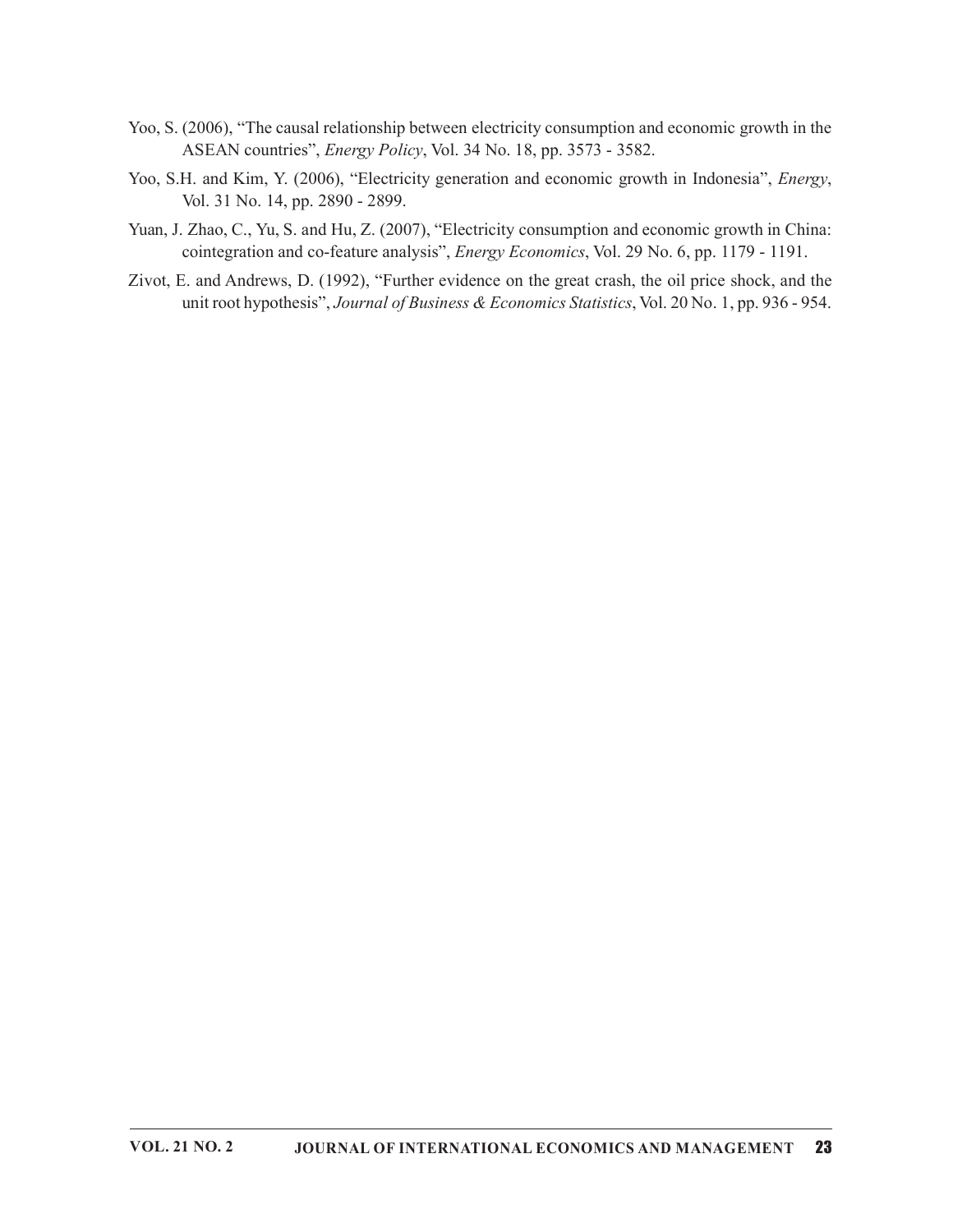Yoo, S. (2006), "The causal relationship between electricity consumption and economic growth in the ASEAN countries", *Energy Policy*, Vol. 34 No. 18, pp. 3573 - 3582.

Yoo, S.H. and Kim, Y. (2006), "Electricity generation and economic growth in Indonesia", *Energy*, Vol. 31 No. 14, pp. 2890 - 2899.

Yuan, J. Zhao, C., Yu, S. and Hu, Z. (2007), "Electricity consumption and economic growth in China: cointegration and co-feature analysis", *Energy Economics*, Vol. 29 No. 6, pp. 1179 - 1191.

Zivot, E. and Andrews, D. (1992), "Further evidence on the great crash, the oil price shock, and the unit root hypothesis", *Journal of Business & Economics Statistics*, Vol. 20 No. 1, pp. 936 - 954.